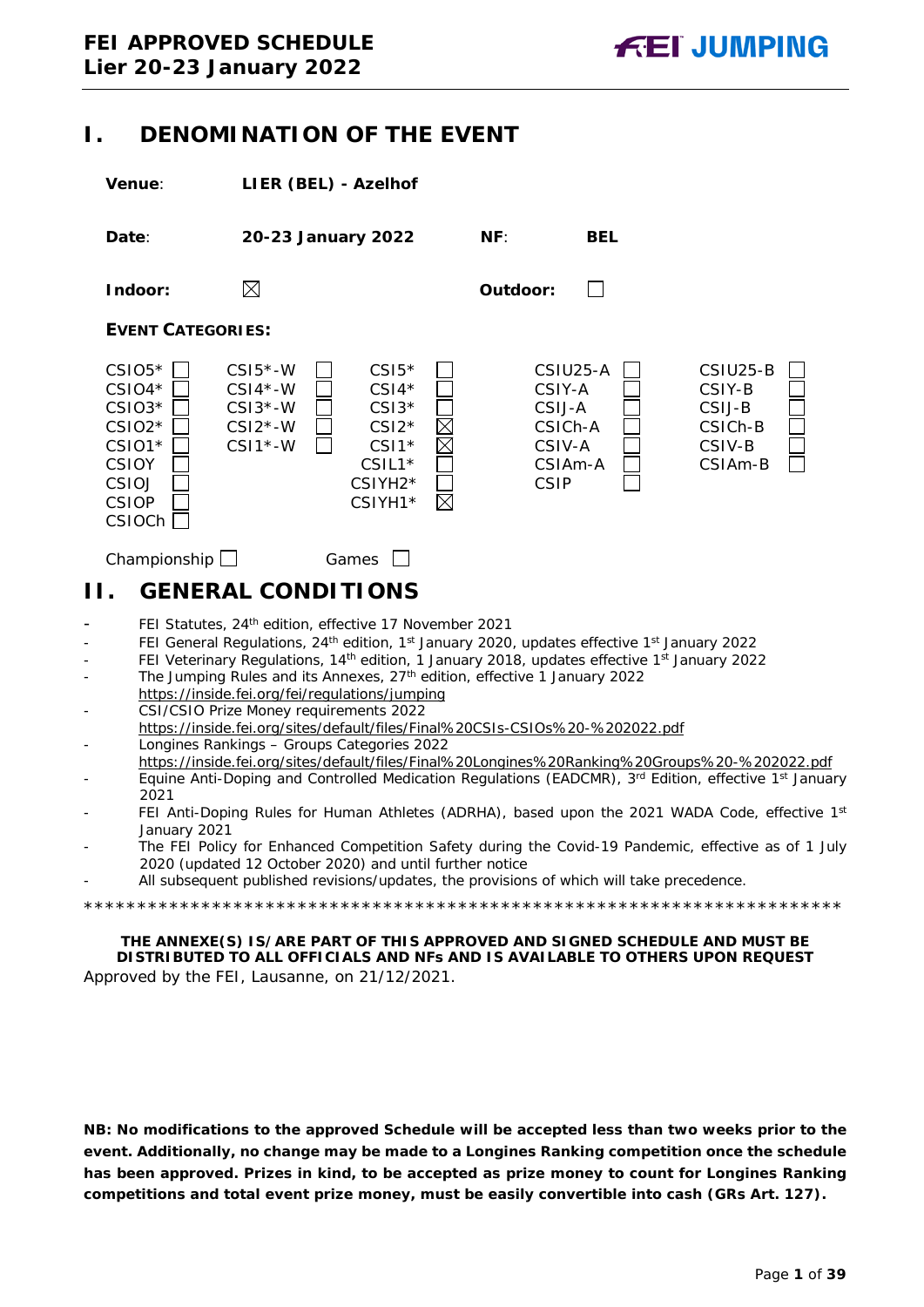# FEI APPROVED SCHEDULE
# Lier 20-23 January 2022

## I. DENOMINATION OF THE EVENT

**Venue**: **LIER (BEL) - Azelhof**

**Date**: **20-23 January 2022** **NF**: **BEL**

**Indoor:** ☒ **Outdoor:** ☐

**EVENT CATEGORIES:**

| | | | | | | | | | |
|---|---|---|---|---|---|---|---|---|---|
| CSIO5* | ☐ | CSI5*-W | ☐ | CSI5* | ☐ | CSIU25-A | ☐ | CSIU25-B | ☐ |
| CSIO4* | ☐ | CSI4*-W | ☐ | CSI4* | ☐ | CSIY-A | ☐ | CSIY-B | ☐ |
| CSIO3* | ☐ | CSI3*-W | ☐ | CSI3* | ☐ | CSIJ-A | ☐ | CSIJ-B | ☐ |
| CSIO2* | ☐ | CSI2*-W | ☐ | CSI2* | ☒ | CSICh-A | ☐ | CSICh-B | ☐ |
| CSIO1* | ☐ | CSI1*-W | ☐ | CSI1* | ☒ | CSIV-A | ☐ | CSIV-B | ☐ |
| CSIOY | ☐ | | | CSIL1* | ☐ | CSIAm-A | ☐ | CSIAm-B | ☐ |
| CSIOJ | ☐ | | | CSIYH2* | ☐ | CSIP | ☐ | | |
| CSIOP | ☐ | | | CSIYH1* | ☒ | | | | |
| CSIOCh | ☐ | | | | | | | | |

Championship ☐ Games ☐

## II. GENERAL CONDITIONS

- FEI Statutes, 24th edition, effective 17 November 2021
- FEI General Regulations, 24th edition, 1st January 2020, updates effective 1st January 2022
- FEI Veterinary Regulations, 14th edition, 1 January 2018, updates effective 1st January 2022
- The Jumping Rules and its Annexes, 27th edition, effective 1 January 2022
  https://inside.fei.org/fei/regulations/jumping
- CSI/CSIO Prize Money requirements 2022
  https://inside.fei.org/sites/default/files/Final%20CSIs-CSIOs%20-%202022.pdf
- Longines Rankings – Groups Categories 2022
  https://inside.fei.org/sites/default/files/Final%20Longines%20Ranking%20Groups%20-%202022.pdf
- Equine Anti-Doping and Controlled Medication Regulations (EADCMR), 3rd Edition, effective 1st January 2021
- FEI Anti-Doping Rules for Human Athletes (ADRHA), based upon the 2021 WADA Code, effective 1st January 2021
- The FEI Policy for Enhanced Competition Safety during the Covid-19 Pandemic, effective as of 1 July 2020 (updated 12 October 2020) and until further notice
- All subsequent published revisions/updates, the provisions of which will take precedence.

*************************************************************************

**THE ANNEXE(S) IS/ARE PART OF THIS APPROVED AND SIGNED SCHEDULE AND MUST BE DISTRIBUTED TO ALL OFFICIALS AND NFs AND IS AVAILABLE TO OTHERS UPON REQUEST**

Approved by the FEI, Lausanne, on 21/12/2021.

**NB: No modifications to the approved Schedule will be accepted less than two weeks prior to the event. Additionally, no change may be made to a Longines Ranking competition once the schedule has been approved. Prizes in kind, to be accepted as prize money to count for Longines Ranking competitions and total event prize money, must be easily convertible into cash (GRs Art. 127).**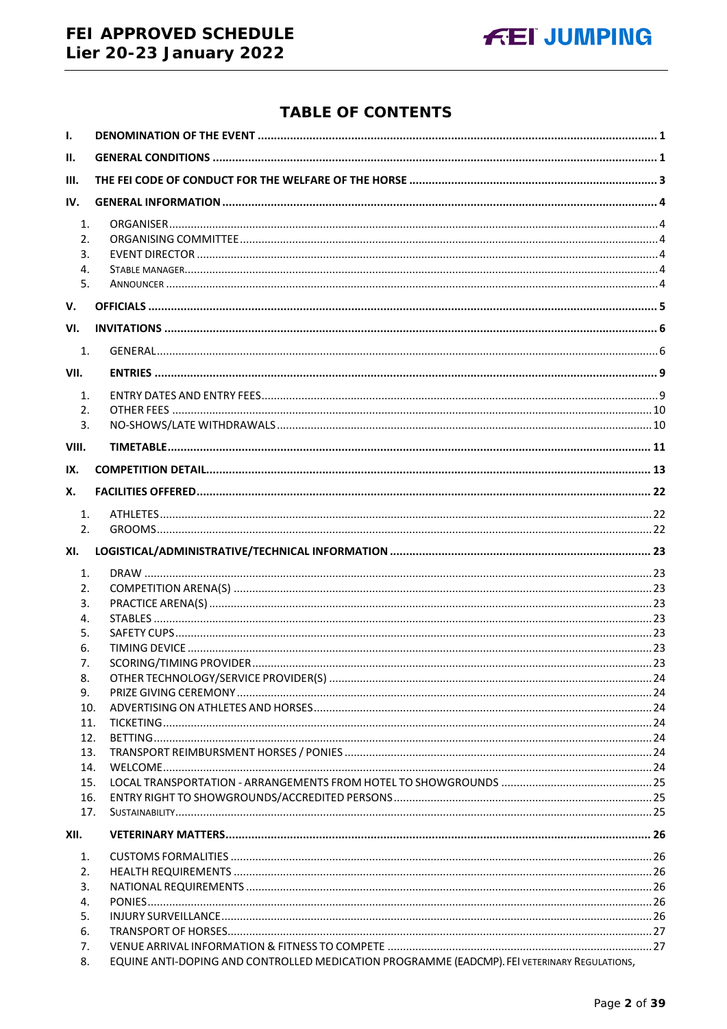# TABLE OF CONTENTS

- **I. DENOMINATION OF THE EVENT** ........ 1
- **II. GENERAL CONDITIONS** ........ 1
- **III. THE FEI CODE OF CONDUCT FOR THE WELFARE OF THE HORSE** ........ 3
- **IV. GENERAL INFORMATION** ........ 4
  1. ORGANISER ........ 4
  2. ORGANISING COMMITTEE ........ 4
  3. EVENT DIRECTOR ........ 4
  4. STABLE MANAGER ........ 4
  5. ANNOUNCER ........ 4
- **V. OFFICIALS** ........ 5
- **VI. INVITATIONS** ........ 6
  1. GENERAL ........ 6
- **VII. ENTRIES** ........ 9
  1. ENTRY DATES AND ENTRY FEES ........ 9
  2. OTHER FEES ........ 10
  3. NO-SHOWS/LATE WITHDRAWALS ........ 10
- **VIII. TIMETABLE** ........ 11
- **IX. COMPETITION DETAIL** ........ 13
- **X. FACILITIES OFFERED** ........ 22
  1. ATHLETES ........ 22
  2. GROOMS ........ 22
- **XI. LOGISTICAL/ADMINISTRATIVE/TECHNICAL INFORMATION** ........ 23
  1. DRAW ........ 23
  2. COMPETITION ARENA(S) ........ 23
  3. PRACTICE ARENA(S) ........ 23
  4. STABLES ........ 23
  5. SAFETY CUPS ........ 23
  6. TIMING DEVICE ........ 23
  7. SCORING/TIMING PROVIDER ........ 23
  8. OTHER TECHNOLOGY/SERVICE PROVIDER(S) ........ 24
  9. PRIZE GIVING CEREMONY ........ 24
  10. ADVERTISING ON ATHLETES AND HORSES ........ 24
  11. TICKETING ........ 24
  12. BETTING ........ 24
  13. TRANSPORT REIMBURSMENT HORSES / PONIES ........ 24
  14. WELCOME ........ 24
  15. LOCAL TRANSPORTATION - ARRANGEMENTS FROM HOTEL TO SHOWGROUNDS ........ 25
  16. ENTRY RIGHT TO SHOWGROUNDS/ACCREDITED PERSONS ........ 25
  17. SUSTAINABILITY ........ 25
- **XII. VETERINARY MATTERS** ........ 26
  1. CUSTOMS FORMALITIES ........ 26
  2. HEALTH REQUIREMENTS ........ 26
  3. NATIONAL REQUIREMENTS ........ 26
  4. PONIES ........ 26
  5. INJURY SURVEILLANCE ........ 26
  6. TRANSPORT OF HORSES ........ 27
  7. VENUE ARRIVAL INFORMATION & FITNESS TO COMPETE ........ 27
  8. EQUINE ANTI-DOPING AND CONTROLLED MEDICATION PROGRAMME (EADCMP). FEI VETERINARY REGULATIONS,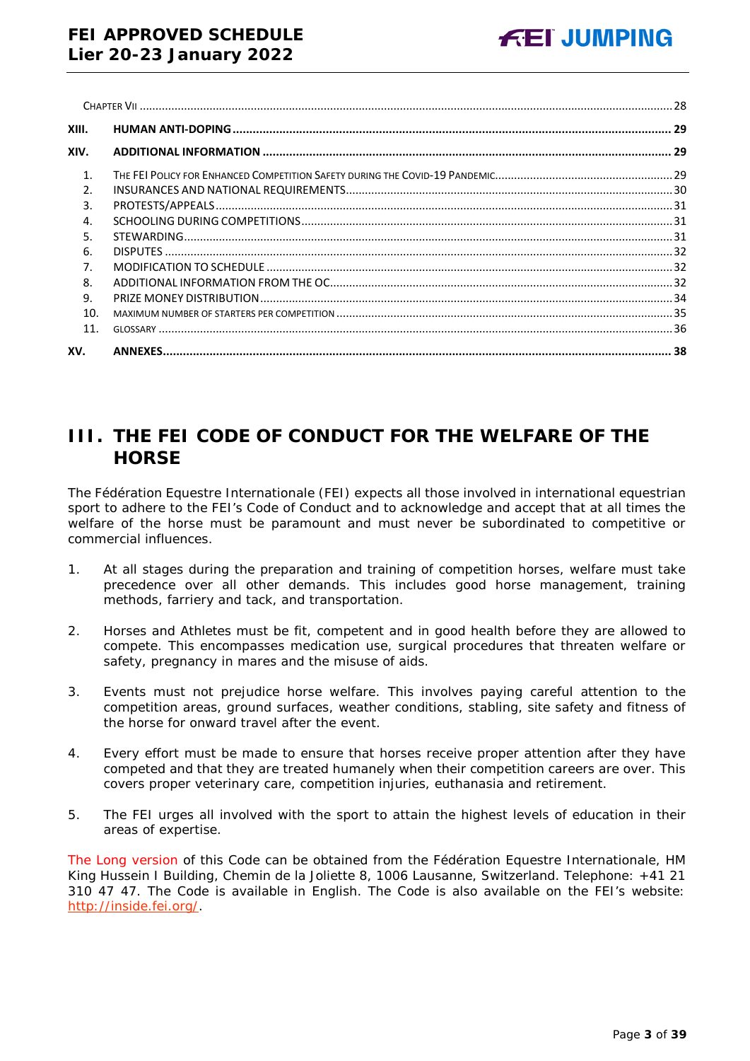Chapter VII ..... 28

XIII. HUMAN ANTI-DOPING ..... 29

XIV. ADDITIONAL INFORMATION ..... 29

1. THE FEI POLICY FOR ENHANCED COMPETITION SAFETY DURING THE COVID-19 PANDEMIC ..... 29
2. INSURANCES AND NATIONAL REQUIREMENTS ..... 30
3. PROTESTS/APPEALS ..... 31
4. SCHOOLING DURING COMPETITIONS ..... 31
5. STEWARDING ..... 31
6. DISPUTES ..... 32
7. MODIFICATION TO SCHEDULE ..... 32
8. ADDITIONAL INFORMATION FROM THE OC ..... 32
9. PRIZE MONEY DISTRIBUTION ..... 34
10. MAXIMUM NUMBER OF STARTERS PER COMPETITION ..... 35
11. GLOSSARY ..... 36

XV. ANNEXES ..... 38

# III. THE FEI CODE OF CONDUCT FOR THE WELFARE OF THE HORSE

The Fédération Equestre Internationale (FEI) expects all those involved in international equestrian sport to adhere to the FEI's Code of Conduct and to acknowledge and accept that at all times the welfare of the horse must be paramount and must never be subordinated to competitive or commercial influences.

1. At all stages during the preparation and training of competition horses, welfare must take precedence over all other demands. This includes good horse management, training methods, farriery and tack, and transportation.

2. Horses and Athletes must be fit, competent and in good health before they are allowed to compete. This encompasses medication use, surgical procedures that threaten welfare or safety, pregnancy in mares and the misuse of aids.

3. Events must not prejudice horse welfare. This involves paying careful attention to the competition areas, ground surfaces, weather conditions, stabling, site safety and fitness of the horse for onward travel after the event.

4. Every effort must be made to ensure that horses receive proper attention after they have competed and that they are treated humanely when their competition careers are over. This covers proper veterinary care, competition injuries, euthanasia and retirement.

5. The FEI urges all involved with the sport to attain the highest levels of education in their areas of expertise.

The Long version of this Code can be obtained from the Fédération Equestre Internationale, HM King Hussein I Building, Chemin de la Joliette 8, 1006 Lausanne, Switzerland. Telephone: +41 21 310 47 47. The Code is available in English. The Code is also available on the FEI's website: http://inside.fei.org/.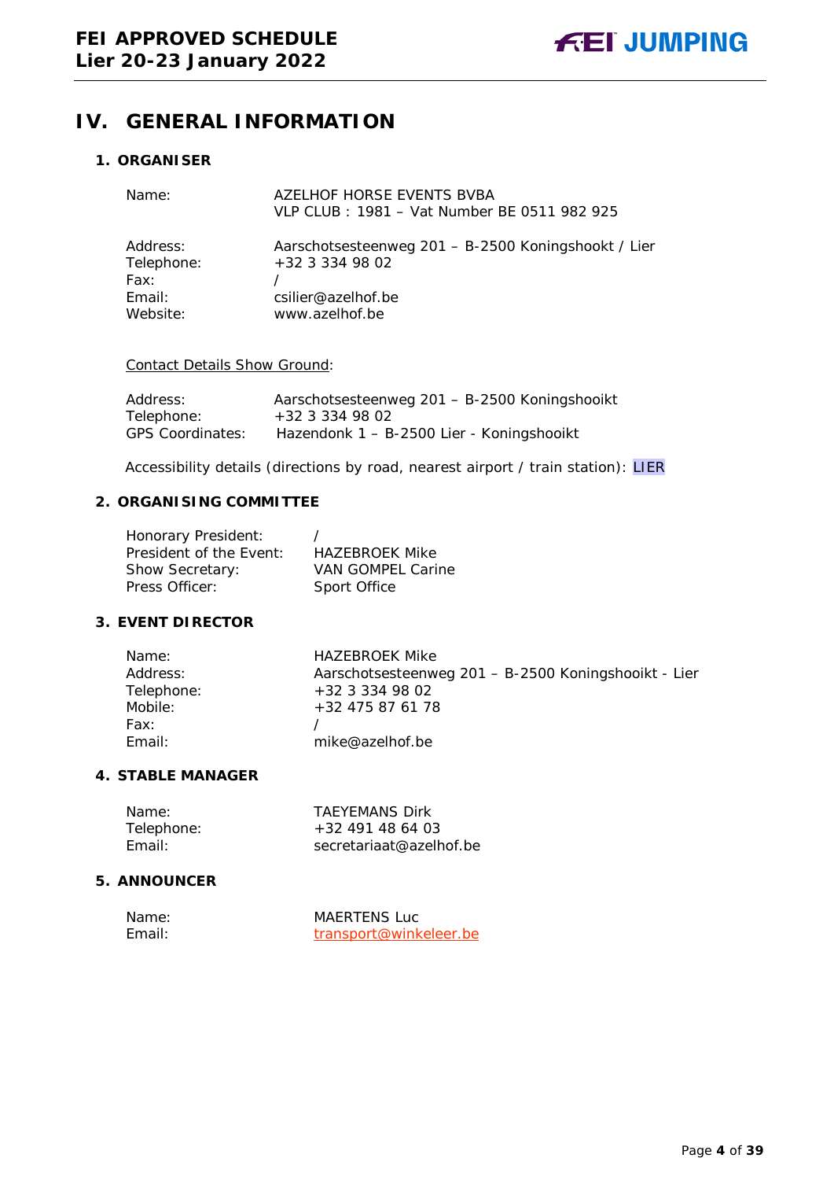# IV. GENERAL INFORMATION

## 1. ORGANISER

Name: AZELHOF HORSE EVENTS BVBA
VLP CLUB : 1981 – Vat Number BE 0511 982 925

Address: Aarschotsesteenweg 201 – B-2500 Koningshookt / Lier
Telephone: +32 3 334 98 02
Fax: /
Email: csilier@azelhof.be
Website: www.azelhof.be

Contact Details Show Ground:

Address: Aarschotsesteenweg 201 – B-2500 Koningshooikt
Telephone: +32 3 334 98 02
GPS Coordinates: Hazendonk 1 – B-2500 Lier - Koningshooikt

Accessibility details (directions by road, nearest airport / train station): LIER

## 2. ORGANISING COMMITTEE

Honorary President: /
President of the Event: HAZEBROEK Mike
Show Secretary: VAN GOMPEL Carine
Press Officer: Sport Office

## 3. EVENT DIRECTOR

Name: HAZEBROEK Mike
Address: Aarschotsesteenweg 201 – B-2500 Koningshooikt - Lier
Telephone: +32 3 334 98 02
Mobile: +32 475 87 61 78
Fax: /
Email: mike@azelhof.be

## 4. STABLE MANAGER

Name: TAEYEMANS Dirk
Telephone: +32 491 48 64 03
Email: secretariaat@azelhof.be

## 5. ANNOUNCER

Name: MAERTENS Luc
Email: transport@winkeleer.be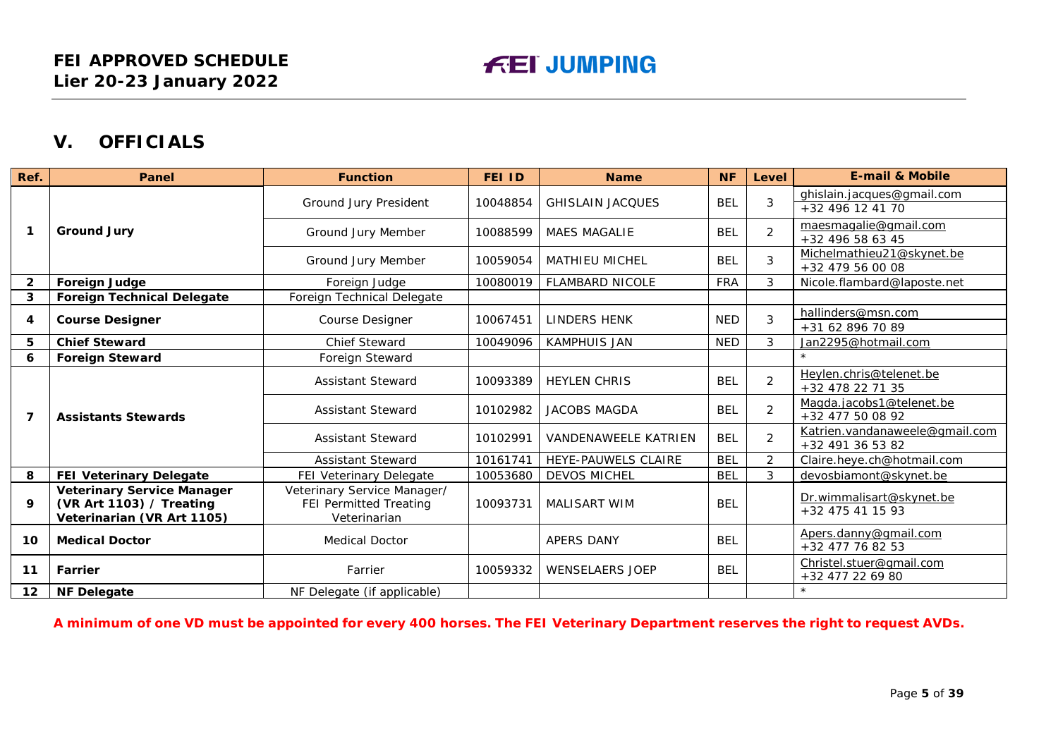## V. OFFICIALS

| Ref. | Panel | Function | FEI ID | Name | NF | Level | E-mail & Mobile |
|---|---|---|---|---|---|---|---|
| 1 | Ground Jury | Ground Jury President | 10048854 | GHISLAIN JACQUES | BEL | 3 | ghislain.jacques@gmail.com<br>+32 496 12 41 70 |
| | | Ground Jury Member | 10088599 | MAES MAGALIE | BEL | 2 | maesmagalie@gmail.com<br>+32 496 58 63 45 |
| | | Ground Jury Member | 10059054 | MATHIEU MICHEL | BEL | 3 | Michelmathieu21@skynet.be<br>+32 479 56 00 08 |
| 2 | Foreign Judge | Foreign Judge | 10080019 | FLAMBARD NICOLE | FRA | 3 | Nicole.flambard@laposte.net |
| 3 | Foreign Technical Delegate | Foreign Technical Delegate | | | | | |
| 4 | Course Designer | Course Designer | 10067451 | LINDERS HENK | NED | 3 | hallinders@msn.com<br>+31 62 896 70 89 |
| 5 | Chief Steward | Chief Steward | 10049096 | KAMPHUIS JAN | NED | 3 | Jan2295@hotmail.com |
| 6 | Foreign Steward | Foreign Steward | | | | | * |
| 7 | Assistants Stewards | Assistant Steward | 10093389 | HEYLEN CHRIS | BEL | 2 | Heylen.chris@telenet.be<br>+32 478 22 71 35 |
| | | Assistant Steward | 10102982 | JACOBS MAGDA | BEL | 2 | Magda.jacobs1@telenet.be<br>+32 477 50 08 92 |
| | | Assistant Steward | 10102991 | VANDENAWEELE KATRIEN | BEL | 2 | Katrien.vandanaweele@gmail.com<br>+32 491 36 53 82 |
| | | Assistant Steward | 10161741 | HEYE-PAUWELS CLAIRE | BEL | 2 | Claire.heye.ch@hotmail.com |
| 8 | FEI Veterinary Delegate | FEI Veterinary Delegate | 10053680 | DEVOS MICHEL | BEL | 3 | devosbiamont@skynet.be |
| 9 | Veterinary Service Manager (VR Art 1103) / Treating Veterinarian (VR Art 1105) | Veterinary Service Manager/ FEI Permitted Treating Veterinarian | 10093731 | MALISART WIM | BEL | | Dr.wimmalisart@skynet.be<br>+32 475 41 15 93 |
| 10 | Medical Doctor | Medical Doctor | | APERS DANY | BEL | | Apers.danny@gmail.com<br>+32 477 76 82 53 |
| 11 | Farrier | Farrier | 10059332 | WENSELAERS JOEP | BEL | | Christel.stuer@gmail.com<br>+32 477 22 69 80 |
| 12 | NF Delegate | NF Delegate (if applicable) | | | | | * |

**A minimum of one VD must be appointed for every 400 horses. The FEI Veterinary Department reserves the right to request AVDs.**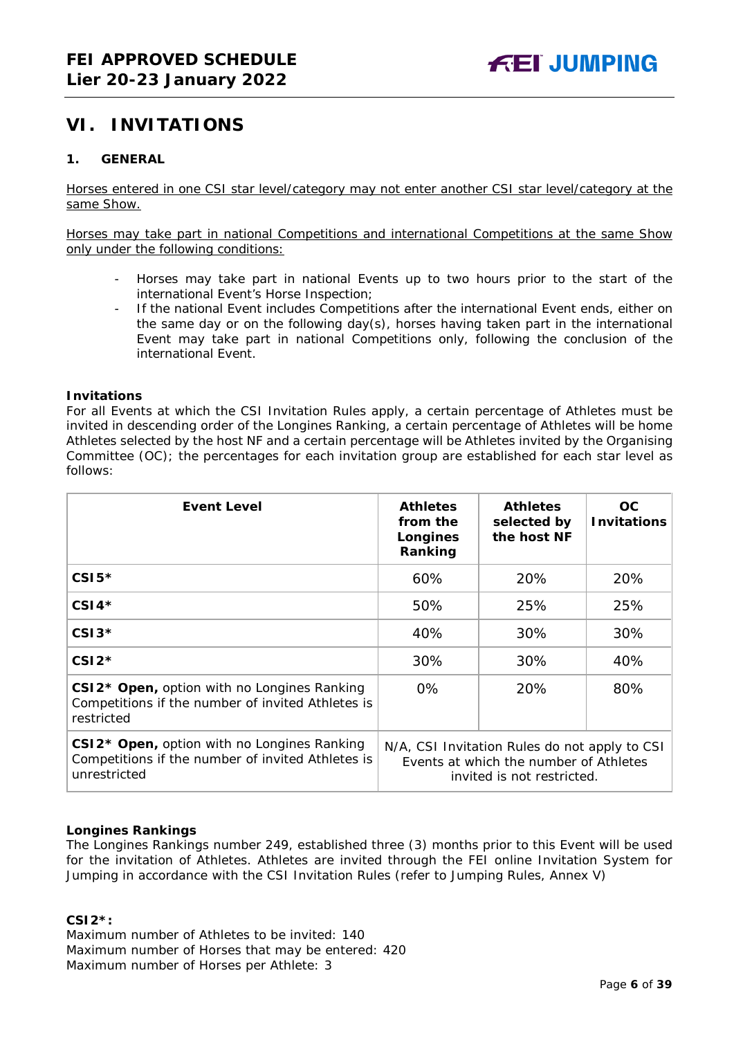## VI. INVITATIONS

### 1. GENERAL

Horses entered in one CSI star level/category may not enter another CSI star level/category at the same Show.

Horses may take part in national Competitions and international Competitions at the same Show only under the following conditions:

- Horses may take part in national Events up to two hours prior to the start of the international Event's Horse Inspection;
- If the national Event includes Competitions after the international Event ends, either on the same day or on the following day(s), horses having taken part in the international Event may take part in national Competitions only, following the conclusion of the international Event.

**Invitations**

For all Events at which the CSI Invitation Rules apply, a certain percentage of Athletes must be invited in descending order of the Longines Ranking, a certain percentage of Athletes will be home Athletes selected by the host NF and a certain percentage will be Athletes invited by the Organising Committee (OC); the percentages for each invitation group are established for each star level as follows:

| Event Level | Athletes from the Longines Ranking | Athletes selected by the host NF | OC Invitations |
|---|---|---|---|
| **CSI5*** | 60% | 20% | 20% |
| **CSI4*** | 50% | 25% | 25% |
| **CSI3*** | 40% | 30% | 30% |
| **CSI2*** | 30% | 30% | 40% |
| **CSI2* Open,** option with no Longines Ranking Competitions if the number of invited Athletes is restricted | 0% | 20% | 80% |
| **CSI2* Open,** option with no Longines Ranking Competitions if the number of invited Athletes is unrestricted | N/A, CSI Invitation Rules do not apply to CSI Events at which the number of Athletes invited is not restricted. | | |

**Longines Rankings**

The Longines Rankings number 249, established three (3) months prior to this Event will be used for the invitation of Athletes. Athletes are invited through the FEI online Invitation System for Jumping in accordance with the CSI Invitation Rules (refer to Jumping Rules, Annex V)

**CSI2*:**

Maximum number of Athletes to be invited: 140
Maximum number of Horses that may be entered: 420
Maximum number of Horses per Athlete: 3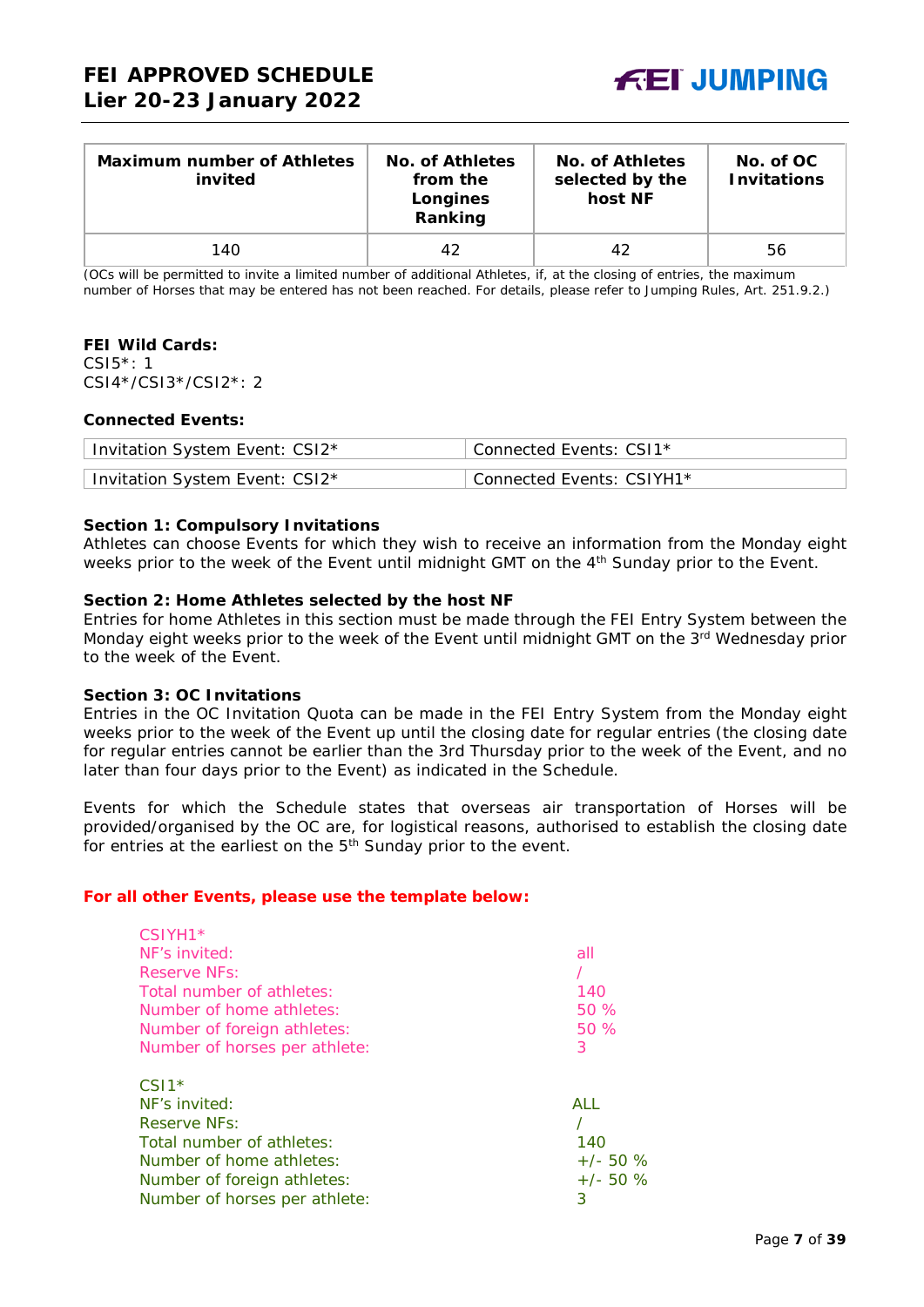| Maximum number of Athletes invited | No. of Athletes from the Longines Ranking | No. of Athletes selected by the host NF | No. of OC Invitations |
|---|---|---|---|
| 140 | 42 | 42 | 56 |

(OCs will be permitted to invite a limited number of additional Athletes, if, at the closing of entries, the maximum number of Horses that may be entered has not been reached. For details, please refer to Jumping Rules, Art. 251.9.2.)

**FEI Wild Cards:**
CSI5*: 1
CSI4*/CSI3*/CSI2*: 2

**Connected Events:**

| Invitation System Event: CSI2* | Connected Events: CSI1* |
|---|---|
| Invitation System Event: CSI2* | Connected Events: CSIYH1* |

**Section 1: Compulsory Invitations**
Athletes can choose Events for which they wish to receive an information from the Monday eight weeks prior to the week of the Event until midnight GMT on the 4th Sunday prior to the Event.

**Section 2: Home Athletes selected by the host NF**
Entries for home Athletes in this section must be made through the FEI Entry System between the Monday eight weeks prior to the week of the Event until midnight GMT on the 3rd Wednesday prior to the week of the Event.

**Section 3: OC Invitations**
Entries in the OC Invitation Quota can be made in the FEI Entry System from the Monday eight weeks prior to the week of the Event up until the closing date for regular entries (the closing date for regular entries cannot be earlier than the 3rd Thursday prior to the week of the Event, and no later than four days prior to the Event) as indicated in the Schedule.

Events for which the Schedule states that overseas air transportation of Horses will be provided/organised by the OC are, for logistical reasons, authorised to establish the closing date for entries at the earliest on the 5th Sunday prior to the event.

**For all other Events, please use the template below:**

CSIYH1*

| | |
|---|---|
| NF's invited: | all |
| Reserve NFs: | / |
| Total number of athletes: | 140 |
| Number of home athletes: | 50 % |
| Number of foreign athletes: | 50 % |
| Number of horses per athlete: | 3 |

CSI1*

| | |
|---|---|
| NF's invited: | ALL |
| Reserve NFs: | / |
| Total number of athletes: | 140 |
| Number of home athletes: | +/- 50 % |
| Number of foreign athletes: | +/- 50 % |
| Number of horses per athlete: | 3 |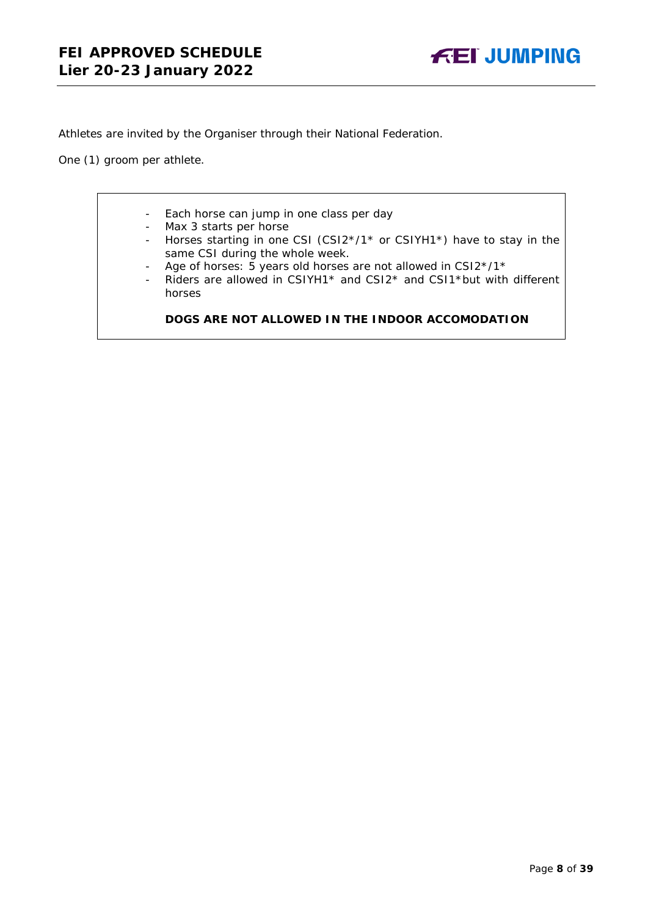Athletes are invited by the Organiser through their National Federation.

One (1) groom per athlete.

- Each horse can jump in one class per day
- Max 3 starts per horse
- Horses starting in one CSI (CSI2*/1* or CSIYH1*) have to stay in the same CSI during the whole week.
- Age of horses: 5 years old horses are not allowed in CSI2*/1*
- Riders are allowed in CSIYH1* and CSI2* and CSI1*but with different horses

**DOGS ARE NOT ALLOWED IN THE INDOOR ACCOMODATION**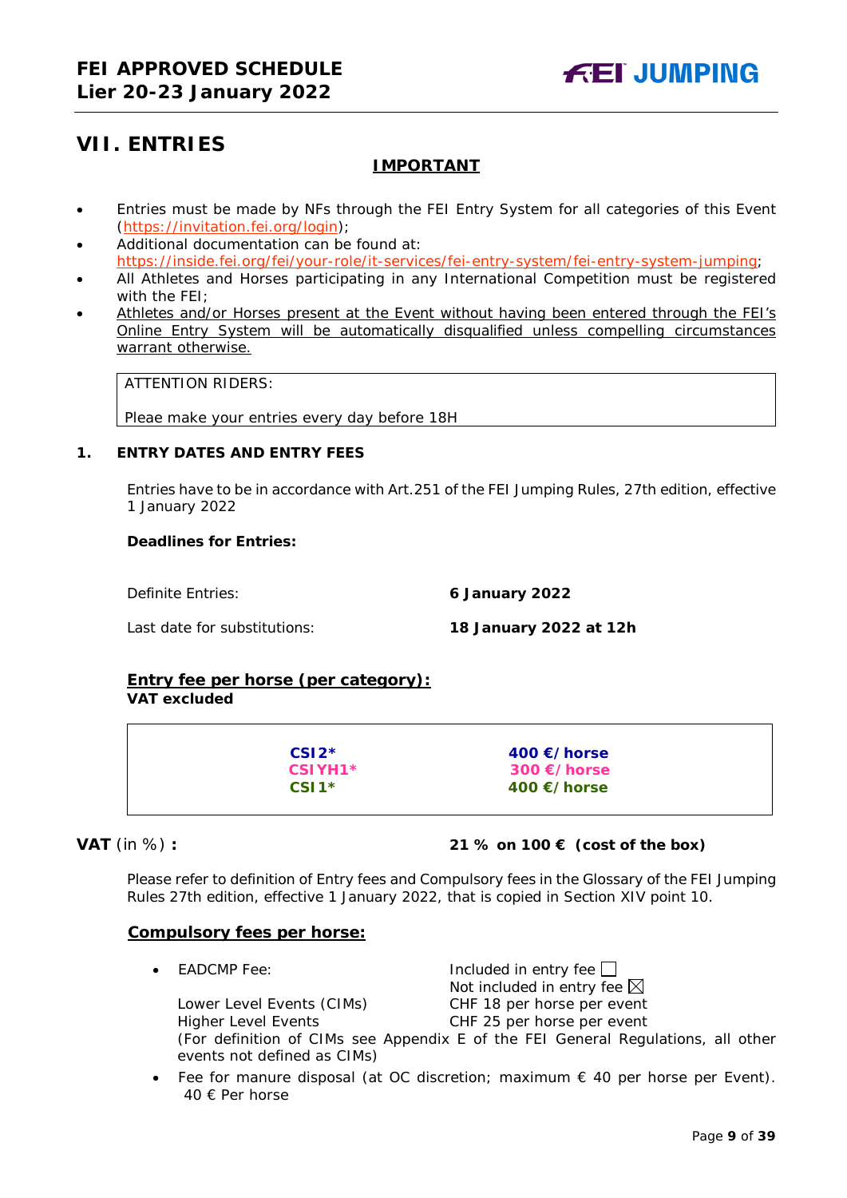## VII. ENTRIES

**IMPORTANT**

- Entries must be made by NFs through the FEI Entry System for all categories of this Event (https://invitation.fei.org/login);
- Additional documentation can be found at: https://inside.fei.org/fei/your-role/it-services/fei-entry-system/fei-entry-system-jumping;
- All Athletes and Horses participating in any International Competition must be registered with the FEI;
- Athletes and/or Horses present at the Event without having been entered through the FEI's Online Entry System will be automatically disqualified unless compelling circumstances warrant otherwise.

| ATTENTION RIDERS: |
|---|
| Pleae make your entries every day before 18H |

### 1. ENTRY DATES AND ENTRY FEES

Entries have to be in accordance with Art.251 of the FEI Jumping Rules, 27th edition, effective 1 January 2022

**Deadlines for Entries:**

| | |
|---|---|
| Definite Entries: | **6 January 2022** |
| Last date for substitutions: | **18 January 2022 at 12h** |

**Entry fee per horse (per category):**
**VAT excluded**

| | |
|---|---|
| **CSI2*** | **400 €/horse** |
| **CSIYH1*** | **300 €/horse** |
| **CSI1*** | **400 €/horse** |

**VAT** (in %) **:** **21 % on 100 € (cost of the box)**

Please refer to definition of Entry fees and Compulsory fees in the Glossary of the FEI Jumping Rules 27th edition, effective 1 January 2022, that is copied in Section XIV point 10.

**Compulsory fees per horse:**

- EADCMP Fee: Included in entry fee ☐ Not included in entry fee ☒
  Lower Level Events (CIMs) CHF 18 per horse per event
  Higher Level Events CHF 25 per horse per event
  (For definition of CIMs see Appendix E of the FEI General Regulations, all other events not defined as CIMs)
- Fee for manure disposal (at OC discretion; maximum € 40 per horse per Event). 40 € Per horse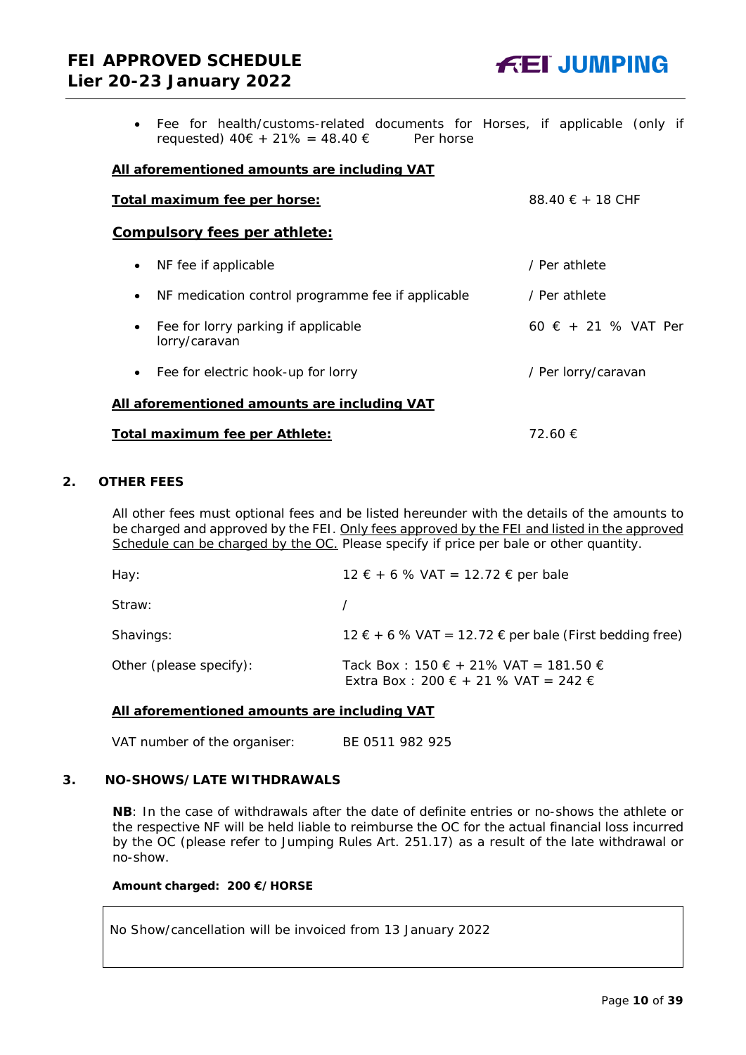- Fee for health/customs-related documents for Horses, if applicable (only if requested) 40€ + 21% = 48.40 € Per horse

**All aforementioned amounts are including VAT**

| | |
|---|---|
| **Total maximum fee per horse:** | 88.40 € + 18 CHF |

**Compulsory fees per athlete:**

| | |
|---|---|
| • NF fee if applicable | / Per athlete |
| • NF medication control programme fee if applicable | / Per athlete |
| • Fee for lorry parking if applicable | 60 € + 21 % VAT Per lorry/caravan |
| • Fee for electric hook-up for lorry | / Per lorry/caravan |

**All aforementioned amounts are including VAT**

| | |
|---|---|
| **Total maximum fee per Athlete:** | 72.60 € |

## 2. OTHER FEES

All other fees must optional fees and be listed hereunder with the details of the amounts to be charged and approved by the FEI. Only fees approved by the FEI and listed in the approved Schedule can be charged by the OC. Please specify if price per bale or other quantity.

| | |
|---|---|
| Hay: | 12 € + 6 % VAT = 12.72 € per bale |
| Straw: | / |
| Shavings: | 12 € + 6 % VAT = 12.72 € per bale (First bedding free) |
| Other (please specify): | Tack Box : 150 € + 21% VAT = 181.50 €<br>Extra Box : 200 € + 21 % VAT = 242 € |

**All aforementioned amounts are including VAT**

VAT number of the organiser: BE 0511 982 925

## 3. NO-SHOWS/LATE WITHDRAWALS

**NB**: In the case of withdrawals after the date of definite entries or no-shows the athlete or the respective NF will be held liable to reimburse the OC for the actual financial loss incurred by the OC (please refer to Jumping Rules Art. 251.17) as a result of the late withdrawal or no-show.

**Amount charged: 200 €/HORSE**

No Show/cancellation will be invoiced from 13 January 2022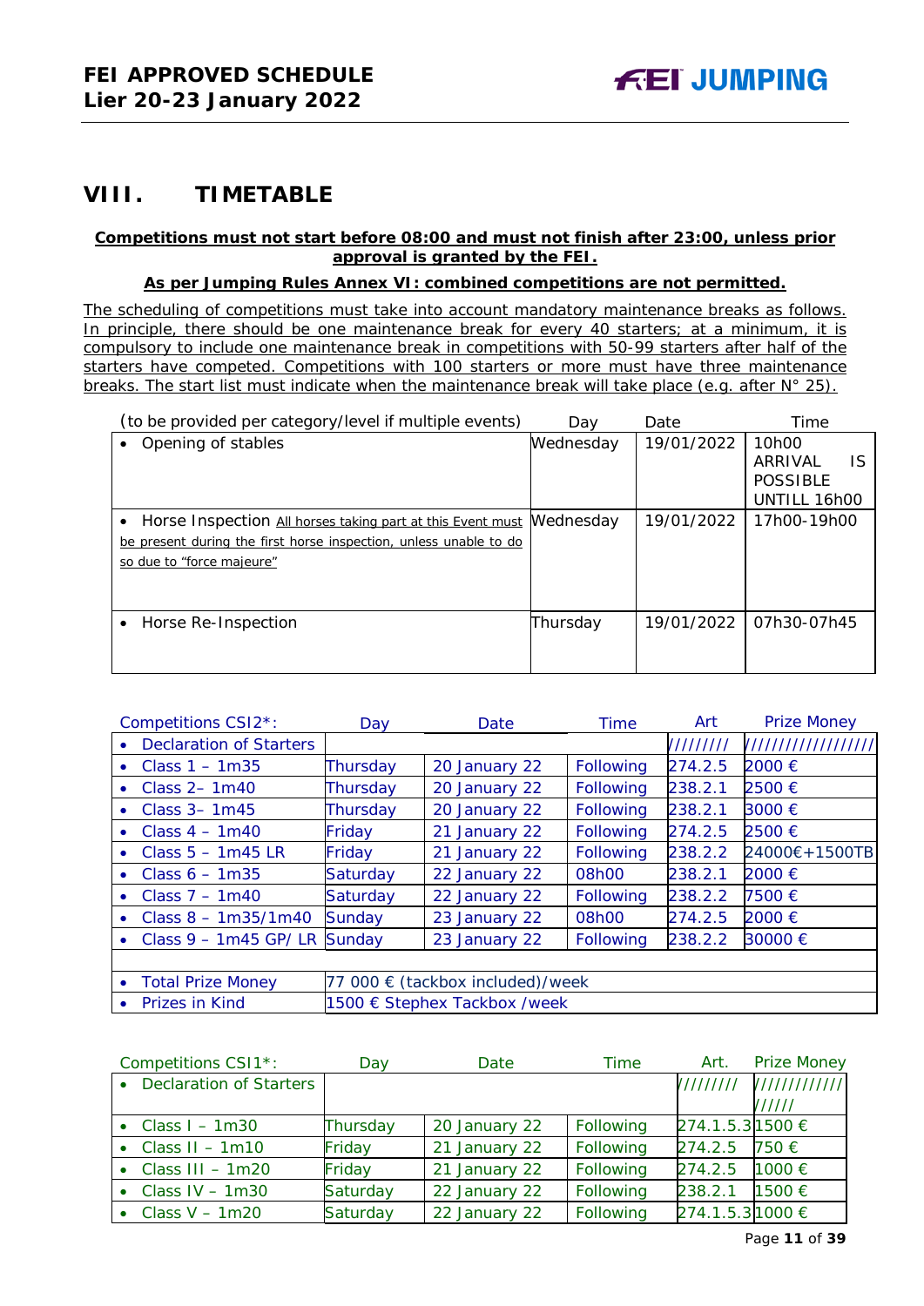## VIII. TIMETABLE

**Competitions must not start before 08:00 and must not finish after 23:00, unless prior approval is granted by the FEI.**

**As per Jumping Rules Annex VI: combined competitions are not permitted.**

The scheduling of competitions must take into account mandatory maintenance breaks as follows. In principle, there should be one maintenance break for every 40 starters; at a minimum, it is compulsory to include one maintenance break in competitions with 50-99 starters after half of the starters have competed. Competitions with 100 starters or more must have three maintenance breaks. The start list must indicate when the maintenance break will take place (e.g. after N° 25).

| (to be provided per category/level if multiple events) | Day | Date | Time |
|---|---|---|---|
| • Opening of stables | Wednesday | 19/01/2022 | 10h00 ARRIVAL IS POSSIBLE UNTILL 16h00 |
| • Horse Inspection All horses taking part at this Event must be present during the first horse inspection, unless unable to do so due to "force majeure" | Wednesday | 19/01/2022 | 17h00-19h00 |
| • Horse Re-Inspection | Thursday | 19/01/2022 | 07h30-07h45 |

| Competitions CSI2*: | Day | Date | Time | Art | Prize Money |
|---|---|---|---|---|---|
| • Declaration of Starters | | | | //////// | //////////////// |
| • Class 1 – 1m35 | Thursday | 20 January 22 | Following | 274.2.5 | 2000 € |
| • Class 2– 1m40 | Thursday | 20 January 22 | Following | 238.2.1 | 2500 € |
| • Class 3– 1m45 | Thursday | 20 January 22 | Following | 238.2.1 | 3000 € |
| • Class 4 – 1m40 | Friday | 21 January 22 | Following | 274.2.5 | 2500 € |
| • Class 5 – 1m45 LR | Friday | 21 January 22 | Following | 238.2.2 | 24000€+1500TB |
| • Class 6 – 1m35 | Saturday | 22 January 22 | 08h00 | 238.2.1 | 2000 € |
| • Class 7 – 1m40 | Saturday | 22 January 22 | Following | 238.2.2 | 7500 € |
| • Class 8 – 1m35/1m40 | Sunday | 23 January 22 | 08h00 | 274.2.5 | 2000 € |
| • Class 9 – 1m45 GP/ LR | Sunday | 23 January 22 | Following | 238.2.2 | 30000 € |
| | | | | | |
| • Total Prize Money | 77 000 € (tackbox included)/week | | | | |
| • Prizes in Kind | 1500 € Stephex Tackbox /week | | | | |

| Competitions CSI1*: | Day | Date | Time | Art. | Prize Money |
|---|---|---|---|---|---|
| • Declaration of Starters | | | | //////// | ////////////////// |
| • Class I – 1m30 | Thursday | 20 January 22 | Following | 274.1.5.3 | 1500 € |
| • Class II – 1m10 | Friday | 21 January 22 | Following | 274.2.5 | 750 € |
| • Class III – 1m20 | Friday | 21 January 22 | Following | 274.2.5 | 1000 € |
| • Class IV – 1m30 | Saturday | 22 January 22 | Following | 238.2.1 | 1500 € |
| • Class V – 1m20 | Saturday | 22 January 22 | Following | 274.1.5.3 | 1000 € |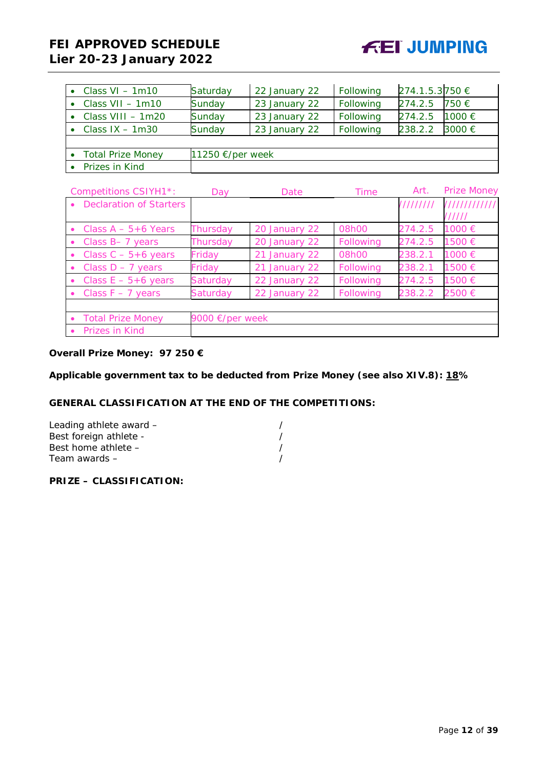| | | | | | |
|---|---|---|---|---|---|
| • Class VI – 1m10 | Saturday | 22 January 22 | Following | 274.1.5.3 | 750 € |
| • Class VII – 1m10 | Sunday | 23 January 22 | Following | 274.2.5 | 750 € |
| • Class VIII – 1m20 | Sunday | 23 January 22 | Following | 274.2.5 | 1000 € |
| • Class IX – 1m30 | Sunday | 23 January 22 | Following | 238.2.2 | 3000 € |
| | | | | | |
| • Total Prize Money | 11250 €/per week | | | | |
| • Prizes in Kind | | | | | |

| Competitions CSIYH1*: | Day | Date | Time | Art. | Prize Money |
|---|---|---|---|---|---|
| • Declaration of Starters | | | | ///////// | ////////////////// |
| • Class A – 5+6 Years | Thursday | 20 January 22 | 08h00 | 274.2.5 | 1000 € |
| • Class B– 7 years | Thursday | 20 January 22 | Following | 274.2.5 | 1500 € |
| • Class C – 5+6 years | Friday | 21 January 22 | 08h00 | 238.2.1 | 1000 € |
| • Class D – 7 years | Friday | 21 January 22 | Following | 238.2.1 | 1500 € |
| • Class E – 5+6 years | Saturday | 22 January 22 | Following | 274.2.5 | 1500 € |
| • Class F – 7 years | Saturday | 22 January 22 | Following | 238.2.2 | 2500 € |
| | | | | | |
| • Total Prize Money | 9000 €/per week | | | | |
| • Prizes in Kind | | | | | |

**Overall Prize Money: 97 250 €**

**Applicable government tax to be deducted from Prize Money (see also XIV.8): 18%**

**GENERAL CLASSIFICATION AT THE END OF THE COMPETITIONS:**

Leading athlete award – /
Best foreign athlete - /
Best home athlete – /
Team awards – /

**PRIZE – CLASSIFICATION:**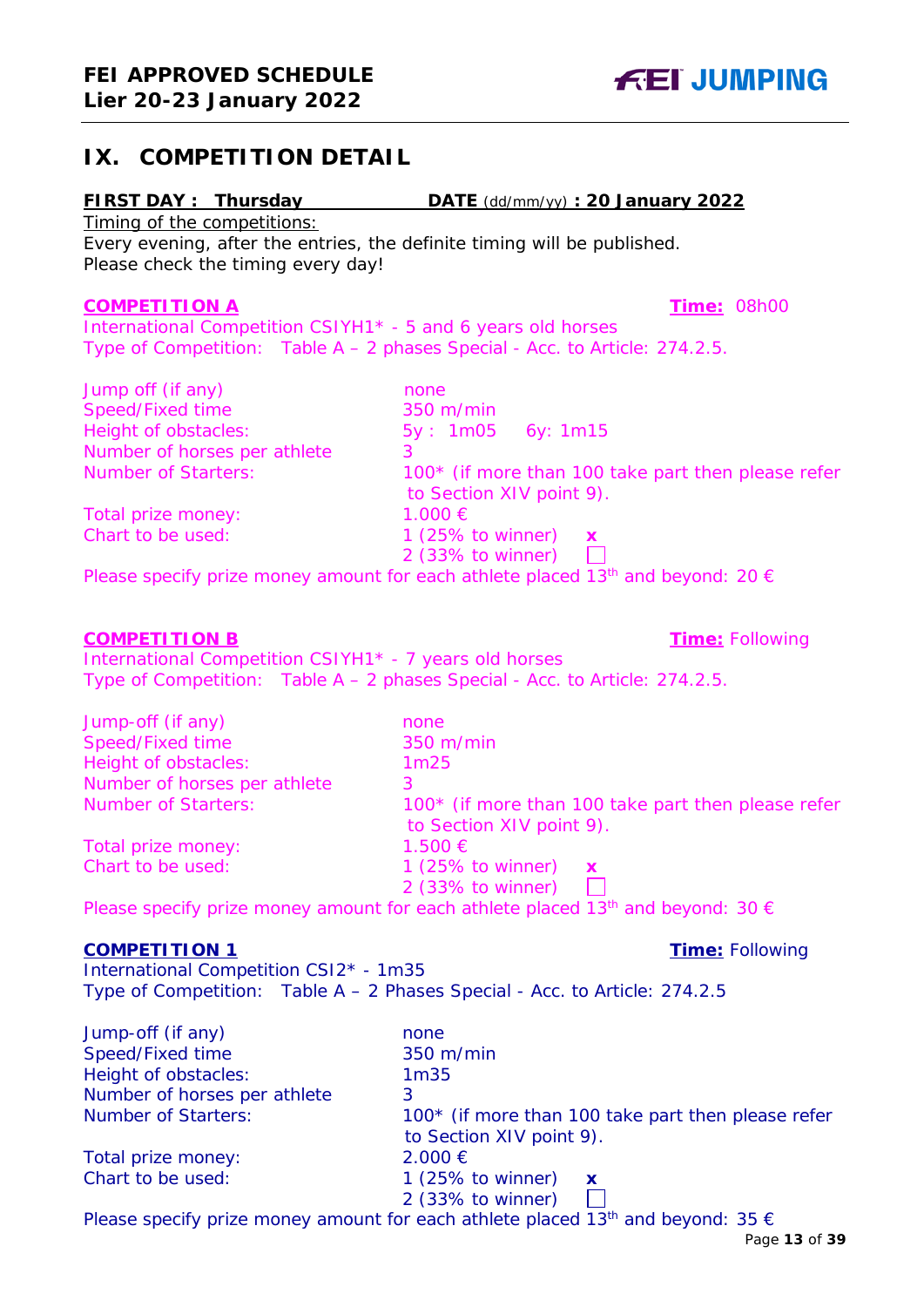# IX. COMPETITION DETAIL

**FIRST DAY : Thursday** **DATE** (dd/mm/yy) **: 20 January 2022**

Timing of the competitions:
Every evening, after the entries, the definite timing will be published.
Please check the timing every day!

### COMPETITION A

**Time:** 08h00

International Competition CSIYH1* - 5 and 6 years old horses
Type of Competition: Table A – 2 phases Special - Acc. to Article: 274.2.5.

| | |
|---|---|
| Jump off (if any) | none |
| Speed/Fixed time | 350 m/min |
| Height of obstacles: | 5y : 1m05 6y: 1m15 |
| Number of horses per athlete | 3 |
| Number of Starters: | 100* (if more than 100 take part then please refer to Section XIV point 9). |
| Total prize money: | 1.000 € |
| Chart to be used: | 1 (25% to winner) x<br>2 (33% to winner) ☐ |

Please specify prize money amount for each athlete placed 13th and beyond: 20 €

### COMPETITION B

**Time:** Following

International Competition CSIYH1* - 7 years old horses
Type of Competition: Table A – 2 phases Special - Acc. to Article: 274.2.5.

| | |
|---|---|
| Jump-off (if any) | none |
| Speed/Fixed time | 350 m/min |
| Height of obstacles: | 1m25 |
| Number of horses per athlete | 3 |
| Number of Starters: | 100* (if more than 100 take part then please refer to Section XIV point 9). |
| Total prize money: | 1.500 € |
| Chart to be used: | 1 (25% to winner) x<br>2 (33% to winner) ☐ |

Please specify prize money amount for each athlete placed 13th and beyond: 30 €

### COMPETITION 1

**Time:** Following

International Competition CSI2* - 1m35
Type of Competition: Table A – 2 Phases Special - Acc. to Article: 274.2.5

| | |
|---|---|
| Jump-off (if any) | none |
| Speed/Fixed time | 350 m/min |
| Height of obstacles: | 1m35 |
| Number of horses per athlete | 3 |
| Number of Starters: | 100* (if more than 100 take part then please refer to Section XIV point 9). |
| Total prize money: | 2.000 € |
| Chart to be used: | 1 (25% to winner) x<br>2 (33% to winner) ☐ |

Please specify prize money amount for each athlete placed 13th and beyond: 35 €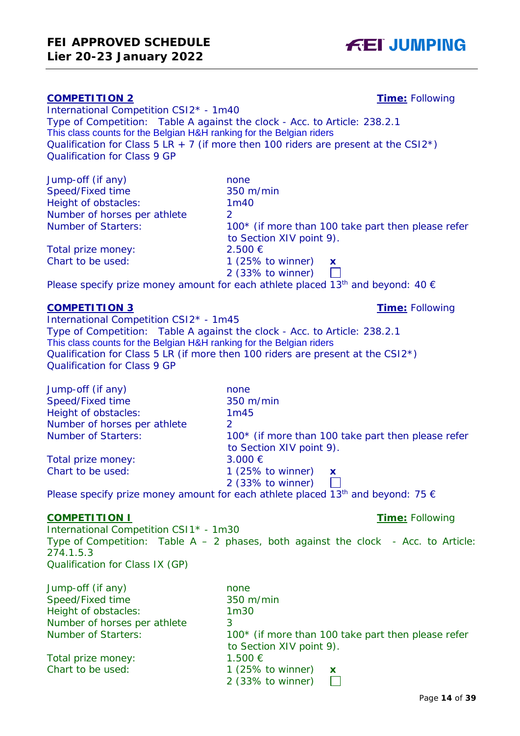**COMPETITION 2** **Time:** Following

International Competition CSI2* - 1m40
Type of Competition: Table A against the clock - Acc. to Article: 238.2.1
This class counts for the Belgian H&H ranking for the Belgian riders
Qualification for Class 5 LR + 7 (if more then 100 riders are present at the CSI2*)
Qualification for Class 9 GP

| | |
|---|---|
| Jump-off (if any) | none |
| Speed/Fixed time | 350 m/min |
| Height of obstacles: | 1m40 |
| Number of horses per athlete | 2 |
| Number of Starters: | 100* (if more than 100 take part then please refer to Section XIV point 9). |
| Total prize money: | 2.500 € |
| Chart to be used: | 1 (25% to winner) x<br>2 (33% to winner) ☐ |

Please specify prize money amount for each athlete placed 13th and beyond: 40 €

**COMPETITION 3** **Time:** Following

International Competition CSI2* - 1m45
Type of Competition: Table A against the clock - Acc. to Article: 238.2.1
This class counts for the Belgian H&H ranking for the Belgian riders
Qualification for Class 5 LR (if more then 100 riders are present at the CSI2*)
Qualification for Class 9 GP

| | |
|---|---|
| Jump-off (if any) | none |
| Speed/Fixed time | 350 m/min |
| Height of obstacles: | 1m45 |
| Number of horses per athlete | 2 |
| Number of Starters: | 100* (if more than 100 take part then please refer to Section XIV point 9). |
| Total prize money: | 3.000 € |
| Chart to be used: | 1 (25% to winner) x<br>2 (33% to winner) ☐ |

Please specify prize money amount for each athlete placed 13th and beyond: 75 €

**COMPETITION I** **Time:** Following

International Competition CSI1* - 1m30
Type of Competition: Table A – 2 phases, both against the clock - Acc. to Article: 274.1.5.3
Qualification for Class IX (GP)

| | |
|---|---|
| Jump-off (if any) | none |
| Speed/Fixed time | 350 m/min |
| Height of obstacles: | 1m30 |
| Number of horses per athlete | 3 |
| Number of Starters: | 100* (if more than 100 take part then please refer to Section XIV point 9). |
| Total prize money: | 1.500 € |
| Chart to be used: | 1 (25% to winner) x<br>2 (33% to winner) ☐ |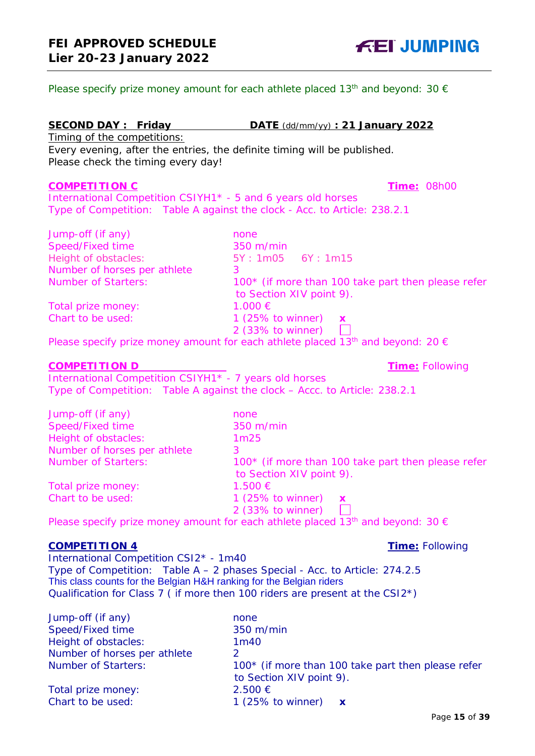Please specify prize money amount for each athlete placed 13th and beyond: 30 €

**SECOND DAY : Friday** **DATE** (dd/mm/yy) **: 21 January 2022**

Timing of the competitions:
Every evening, after the entries, the definite timing will be published.
Please check the timing every day!

**COMPETITION C** **Time:** 08h00

International Competition CSIYH1* - 5 and 6 years old horses
Type of Competition: Table A against the clock - Acc. to Article: 238.2.1

| | |
|---|---|
| Jump-off (if any) | none |
| Speed/Fixed time | 350 m/min |
| Height of obstacles: | 5Y : 1m05 6Y : 1m15 |
| Number of horses per athlete | 3 |
| Number of Starters: | 100* (if more than 100 take part then please refer to Section XIV point 9). |
| Total prize money: | 1.000 € |
| Chart to be used: | 1 (25% to winner) x |
| | 2 (33% to winner) ☐ |

Please specify prize money amount for each athlete placed 13th and beyond: 20 €

**COMPETITION D** **Time:** Following

International Competition CSIYH1* - 7 years old horses
Type of Competition: Table A against the clock – Accc. to Article: 238.2.1

| | |
|---|---|
| Jump-off (if any) | none |
| Speed/Fixed time | 350 m/min |
| Height of obstacles: | 1m25 |
| Number of horses per athlete | 3 |
| Number of Starters: | 100* (if more than 100 take part then please refer to Section XIV point 9). |
| Total prize money: | 1.500 € |
| Chart to be used: | 1 (25% to winner) x |
| | 2 (33% to winner) ☐ |

Please specify prize money amount for each athlete placed 13th and beyond: 30 €

**COMPETITION 4** **Time:** Following

International Competition CSI2* - 1m40
Type of Competition: Table A – 2 phases Special - Acc. to Article: 274.2.5
This class counts for the Belgian H&H ranking for the Belgian riders
Qualification for Class 7 ( if more then 100 riders are present at the CSI2*)

| | |
|---|---|
| Jump-off (if any) | none |
| Speed/Fixed time | 350 m/min |
| Height of obstacles: | 1m40 |
| Number of horses per athlete | 2 |
| Number of Starters: | 100* (if more than 100 take part then please refer to Section XIV point 9). |
| Total prize money: | 2.500 € |
| Chart to be used: | 1 (25% to winner) x |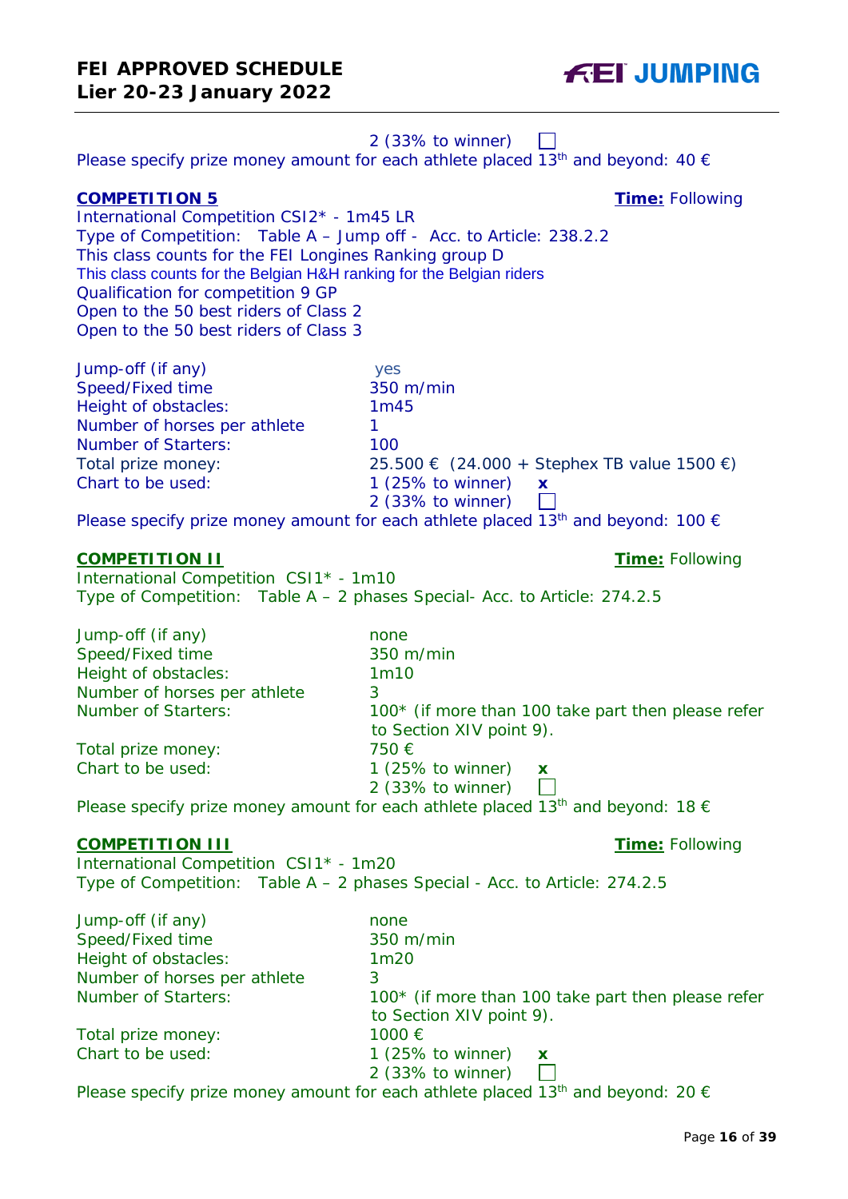2 (33% to winner) ☐

Please specify prize money amount for each athlete placed 13th and beyond: 40 €

**COMPETITION 5** **Time:** Following

International Competition CSI2* - 1m45 LR
Type of Competition: Table A – Jump off - Acc. to Article: 238.2.2
This class counts for the FEI Longines Ranking group D
This class counts for the Belgian H&H ranking for the Belgian riders
Qualification for competition 9 GP
Open to the 50 best riders of Class 2
Open to the 50 best riders of Class 3

| | |
|---|---|
| Jump-off (if any) | yes |
| Speed/Fixed time | 350 m/min |
| Height of obstacles: | 1m45 |
| Number of horses per athlete | 1 |
| Number of Starters: | 100 |
| Total prize money: | 25.500 € (24.000 + Stephex TB value 1500 €) |
| Chart to be used: | 1 (25% to winner) x |
| | 2 (33% to winner) ☐ |

Please specify prize money amount for each athlete placed 13th and beyond: 100 €

**COMPETITION II** **Time:** Following

International Competition CSI1* - 1m10
Type of Competition: Table A – 2 phases Special- Acc. to Article: 274.2.5

| | |
|---|---|
| Jump-off (if any) | none |
| Speed/Fixed time | 350 m/min |
| Height of obstacles: | 1m10 |
| Number of horses per athlete | 3 |
| Number of Starters: | 100* (if more than 100 take part then please refer to Section XIV point 9). |
| Total prize money: | 750 € |
| Chart to be used: | 1 (25% to winner) x |
| | 2 (33% to winner) ☐ |

Please specify prize money amount for each athlete placed 13th and beyond: 18 €

**COMPETITION III** **Time:** Following

International Competition CSI1* - 1m20
Type of Competition: Table A – 2 phases Special - Acc. to Article: 274.2.5

| | |
|---|---|
| Jump-off (if any) | none |
| Speed/Fixed time | 350 m/min |
| Height of obstacles: | 1m20 |
| Number of horses per athlete | 3 |
| Number of Starters: | 100* (if more than 100 take part then please refer to Section XIV point 9). |
| Total prize money: | 1000 € |
| Chart to be used: | 1 (25% to winner) x |
| | 2 (33% to winner) ☐ |

Please specify prize money amount for each athlete placed 13th and beyond: 20 €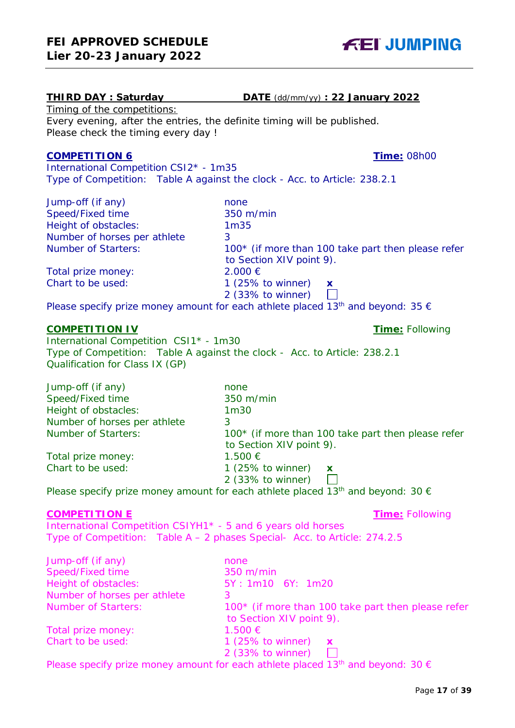**THIRD DAY : Saturday** **DATE** (dd/mm/yy) **: 22 January 2022**

Timing of the competitions:
Every evening, after the entries, the definite timing will be published.
Please check the timing every day !

**COMPETITION 6** **Time:** 08h00

International Competition CSI2* - 1m35
Type of Competition: Table A against the clock - Acc. to Article: 238.2.1

| | |
|---|---|
| Jump-off (if any) | none |
| Speed/Fixed time | 350 m/min |
| Height of obstacles: | 1m35 |
| Number of horses per athlete | 3 |
| Number of Starters: | 100* (if more than 100 take part then please refer to Section XIV point 9). |
| Total prize money: | 2.000 € |
| Chart to be used: | 1 (25% to winner) x |
| | 2 (33% to winner) ☐ |

Please specify prize money amount for each athlete placed 13th and beyond: 35 €

**COMPETITION IV** **Time:** Following

International Competition CSI1* - 1m30
Type of Competition: Table A against the clock - Acc. to Article: 238.2.1
Qualification for Class IX (GP)

| | |
|---|---|
| Jump-off (if any) | none |
| Speed/Fixed time | 350 m/min |
| Height of obstacles: | 1m30 |
| Number of horses per athlete | 3 |
| Number of Starters: | 100* (if more than 100 take part then please refer to Section XIV point 9). |
| Total prize money: | 1.500 € |
| Chart to be used: | 1 (25% to winner) x |
| | 2 (33% to winner) ☐ |

Please specify prize money amount for each athlete placed 13th and beyond: 30 €

**COMPETITION E** **Time:** Following

International Competition CSIYH1* - 5 and 6 years old horses
Type of Competition: Table A – 2 phases Special- Acc. to Article: 274.2.5

| | |
|---|---|
| Jump-off (if any) | none |
| Speed/Fixed time | 350 m/min |
| Height of obstacles: | 5Y : 1m10 6Y: 1m20 |
| Number of horses per athlete | 3 |
| Number of Starters: | 100* (if more than 100 take part then please refer to Section XIV point 9). |
| Total prize money: | 1.500 € |
| Chart to be used: | 1 (25% to winner) x |
| | 2 (33% to winner) ☐ |

Please specify prize money amount for each athlete placed 13th and beyond: 30 €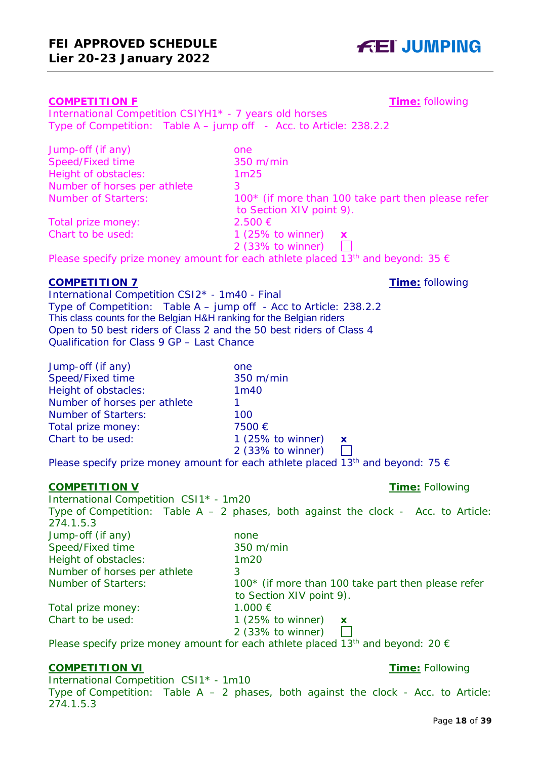**COMPETITION F** **Time:** following

International Competition CSIYH1* - 7 years old horses
Type of Competition: Table A – jump off - Acc. to Article: 238.2.2

| | |
|---|---|
| Jump-off (if any) | one |
| Speed/Fixed time | 350 m/min |
| Height of obstacles: | 1m25 |
| Number of horses per athlete | 3 |
| Number of Starters: | 100* (if more than 100 take part then please refer to Section XIV point 9). |
| Total prize money: | 2.500 € |
| Chart to be used: | 1 (25% to winner) x<br>2 (33% to winner) ☐ |

Please specify prize money amount for each athlete placed 13th and beyond: 35 €

**COMPETITION 7** **Time:** following

International Competition CSI2* - 1m40 - Final
Type of Competition: Table A – jump off - Acc to Article: 238.2.2
This class counts for the Belgian H&H ranking for the Belgian riders
Open to 50 best riders of Class 2 and the 50 best riders of Class 4
Qualification for Class 9 GP – Last Chance

| | |
|---|---|
| Jump-off (if any) | one |
| Speed/Fixed time | 350 m/min |
| Height of obstacles: | 1m40 |
| Number of horses per athlete | 1 |
| Number of Starters: | 100 |
| Total prize money: | 7500 € |
| Chart to be used: | 1 (25% to winner) x<br>2 (33% to winner) ☐ |

Please specify prize money amount for each athlete placed 13th and beyond: 75 €

**COMPETITION V** **Time:** Following

International Competition CSI1* - 1m20
Type of Competition: Table A – 2 phases, both against the clock - Acc. to Article: 274.1.5.3

| | |
|---|---|
| Jump-off (if any) | none |
| Speed/Fixed time | 350 m/min |
| Height of obstacles: | 1m20 |
| Number of horses per athlete | 3 |
| Number of Starters: | 100* (if more than 100 take part then please refer to Section XIV point 9). |
| Total prize money: | 1.000 € |
| Chart to be used: | 1 (25% to winner) x<br>2 (33% to winner) ☐ |

Please specify prize money amount for each athlete placed 13th and beyond: 20 €

**COMPETITION VI** **Time:** Following

International Competition CSI1* - 1m10
Type of Competition: Table A – 2 phases, both against the clock - Acc. to Article: 274.1.5.3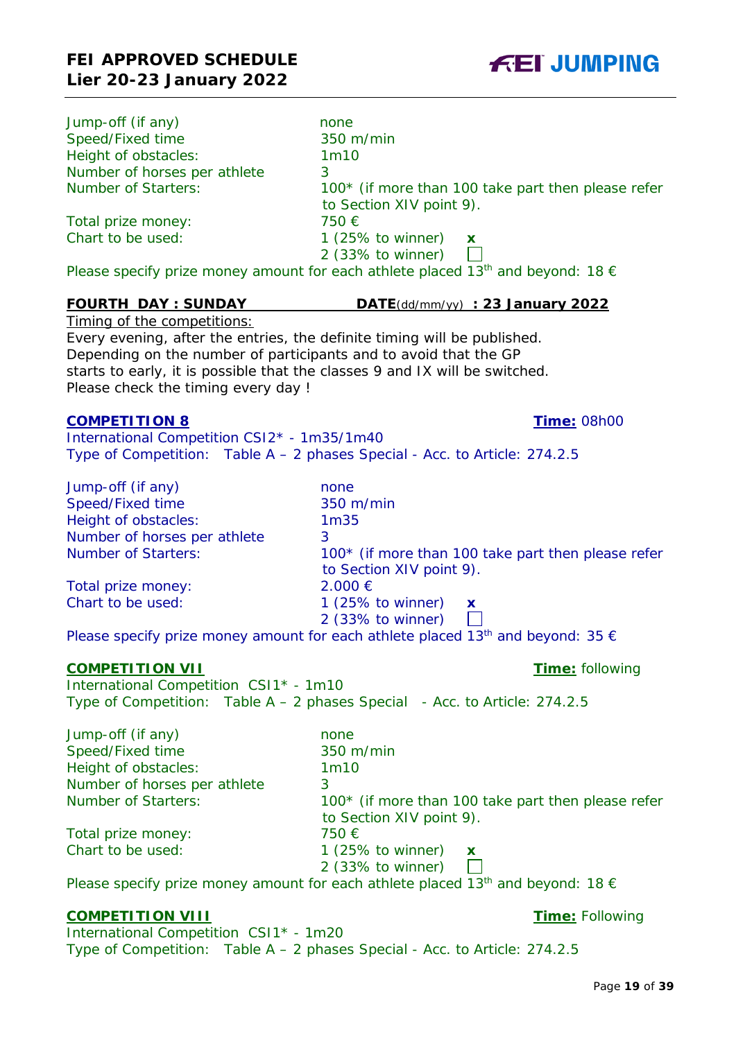| | |
|---|---|
| Jump-off (if any) | none |
| Speed/Fixed time | 350 m/min |
| Height of obstacles: | 1m10 |
| Number of horses per athlete | 3 |
| Number of Starters: | 100* (if more than 100 take part then please refer to Section XIV point 9). |
| Total prize money: | 750 € |
| Chart to be used: | 1 (25% to winner) x<br>2 (33% to winner) ☐ |

Please specify prize money amount for each athlete placed 13th and beyond: 18 €

**FOURTH DAY : SUNDAY** **DATE**(dd/mm/yy) **: 23 January 2022**

Timing of the competitions:
Every evening, after the entries, the definite timing will be published. Depending on the number of participants and to avoid that the GP starts to early, it is possible that the classes 9 and IX will be switched. Please check the timing every day !

**COMPETITION 8** **Time:** 08h00

International Competition CSI2* - 1m35/1m40
Type of Competition: Table A – 2 phases Special - Acc. to Article: 274.2.5

| | |
|---|---|
| Jump-off (if any) | none |
| Speed/Fixed time | 350 m/min |
| Height of obstacles: | 1m35 |
| Number of horses per athlete | 3 |
| Number of Starters: | 100* (if more than 100 take part then please refer to Section XIV point 9). |
| Total prize money: | 2.000 € |
| Chart to be used: | 1 (25% to winner) x<br>2 (33% to winner) ☐ |

Please specify prize money amount for each athlete placed 13th and beyond: 35 €

**COMPETITION VII** **Time:** following

International Competition CSI1* - 1m10
Type of Competition: Table A – 2 phases Special - Acc. to Article: 274.2.5

| | |
|---|---|
| Jump-off (if any) | none |
| Speed/Fixed time | 350 m/min |
| Height of obstacles: | 1m10 |
| Number of horses per athlete | 3 |
| Number of Starters: | 100* (if more than 100 take part then please refer to Section XIV point 9). |
| Total prize money: | 750 € |
| Chart to be used: | 1 (25% to winner) x<br>2 (33% to winner) ☐ |

Please specify prize money amount for each athlete placed 13th and beyond: 18 €

**COMPETITION VIII** **Time:** Following

International Competition CSI1* - 1m20
Type of Competition: Table A – 2 phases Special - Acc. to Article: 274.2.5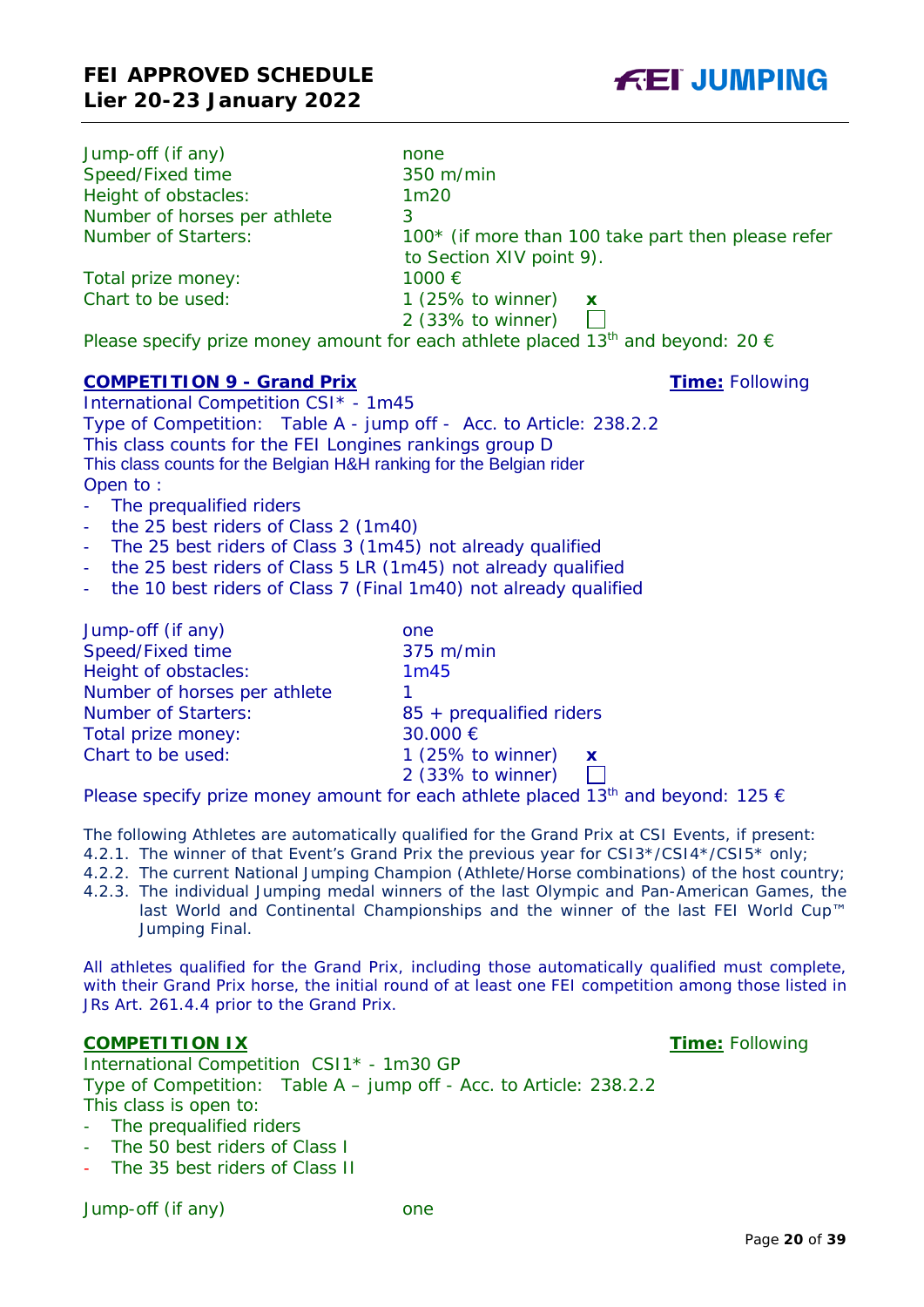| | |
|---|---|
| Jump-off (if any) | none |
| Speed/Fixed time | 350 m/min |
| Height of obstacles: | 1m20 |
| Number of horses per athlete | 3 |
| Number of Starters: | 100* (if more than 100 take part then please refer to Section XIV point 9). |
| Total prize money: | 1000 € |
| Chart to be used: | 1 (25% to winner) **x**<br>2 (33% to winner) ☐ |

Please specify prize money amount for each athlete placed 13th and beyond: 20 €

**COMPETITION 9 - Grand Prix** — **Time:** Following

International Competition CSI* - 1m45
Type of Competition: Table A - jump off - Acc. to Article: 238.2.2
This class counts for the FEI Longines rankings group D
This class counts for the Belgian H&H ranking for the Belgian rider
Open to :

- The prequalified riders
- the 25 best riders of Class 2 (1m40)
- The 25 best riders of Class 3 (1m45) not already qualified
- the 25 best riders of Class 5 LR (1m45) not already qualified
- the 10 best riders of Class 7 (Final 1m40) not already qualified

| | |
|---|---|
| Jump-off (if any) | one |
| Speed/Fixed time | 375 m/min |
| Height of obstacles: | 1m45 |
| Number of horses per athlete | 1 |
| Number of Starters: | 85 + prequalified riders |
| Total prize money: | 30.000 € |
| Chart to be used: | 1 (25% to winner) **x**<br>2 (33% to winner) ☐ |

Please specify prize money amount for each athlete placed 13th and beyond: 125 €

The following Athletes are automatically qualified for the Grand Prix at CSI Events, if present:

4.2.1. The winner of that Event's Grand Prix the previous year for CSI3*/CSI4*/CSI5* only;
4.2.2. The current National Jumping Champion (Athlete/Horse combinations) of the host country;
4.2.3. The individual Jumping medal winners of the last Olympic and Pan-American Games, the last World and Continental Championships and the winner of the last FEI World Cup™ Jumping Final.

All athletes qualified for the Grand Prix, including those automatically qualified must complete, with their Grand Prix horse, the initial round of at least one FEI competition among those listed in JRs Art. 261.4.4 prior to the Grand Prix.

**COMPETITION IX** — **Time:** Following

International Competition CSI1* - 1m30 GP
Type of Competition: Table A – jump off - Acc. to Article: 238.2.2
This class is open to:

- The prequalified riders
- The 50 best riders of Class I
- The 35 best riders of Class II

| | |
|---|---|
| Jump-off (if any) | one |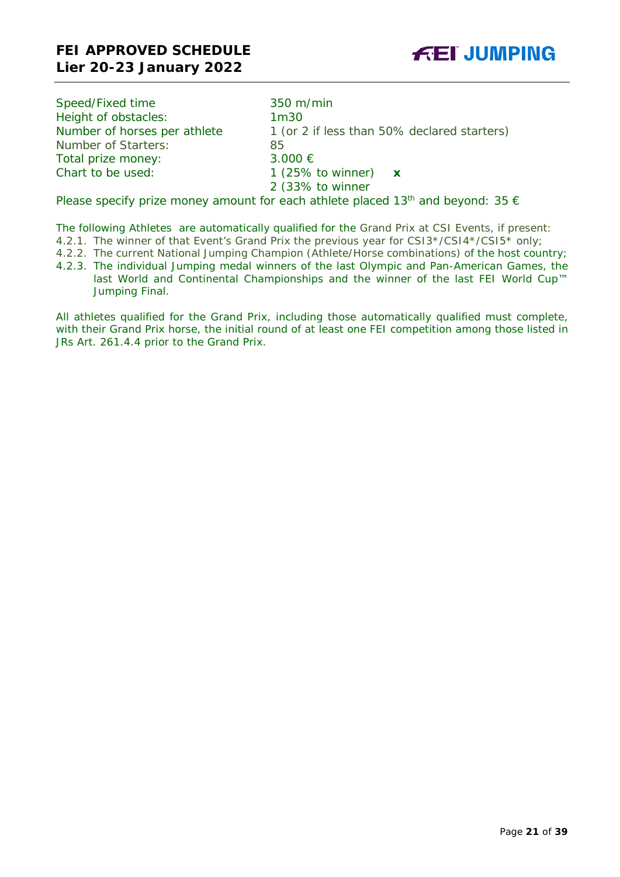| | |
|---|---|
| Speed/Fixed time | 350 m/min |
| Height of obstacles: | 1m30 |
| Number of horses per athlete | 1 (or 2 if less than 50% declared starters) |
| Number of Starters: | 85 |
| Total prize money: | 3.000 € |
| Chart to be used: | 1 (25% to winner) **x** |
| | 2 (33% to winner |

Please specify prize money amount for each athlete placed 13th and beyond: 35 €

The following Athletes are automatically qualified for the Grand Prix at CSI Events, if present:

4.2.1. The winner of that Event's Grand Prix the previous year for CSI3*/CSI4*/CSI5* only;

4.2.2. The current National Jumping Champion (Athlete/Horse combinations) of the host country;

4.2.3. The individual Jumping medal winners of the last Olympic and Pan-American Games, the last World and Continental Championships and the winner of the last FEI World Cup™ Jumping Final.

All athletes qualified for the Grand Prix, including those automatically qualified must complete, with their Grand Prix horse, the initial round of at least one FEI competition among those listed in JRs Art. 261.4.4 prior to the Grand Prix.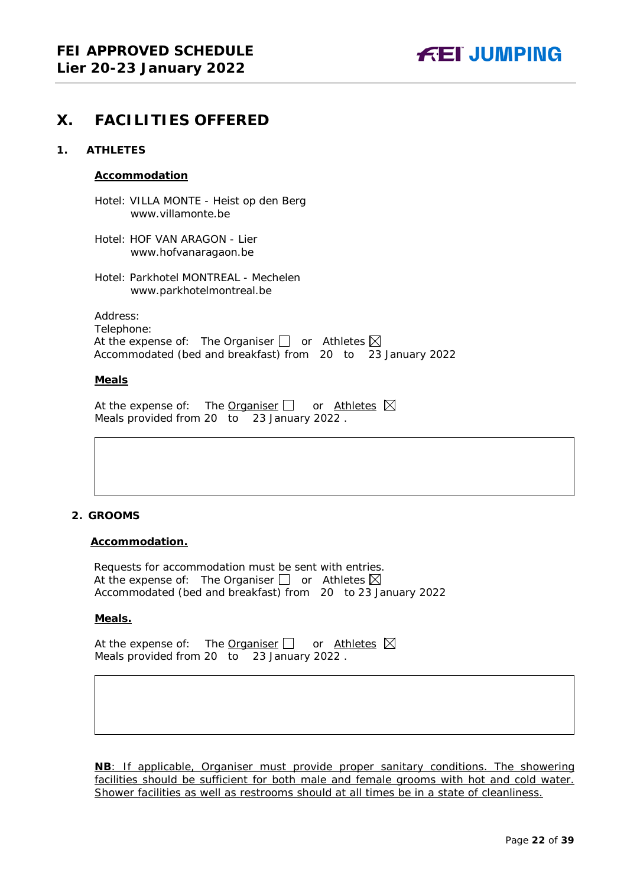# X. FACILITIES OFFERED

## 1. ATHLETES

**Accommodation**

Hotel: VILLA MONTE - Heist op den Berg
www.villamonte.be

Hotel: HOF VAN ARAGON - Lier
www.hofvanaragaon.be

Hotel: Parkhotel MONTREAL - Mechelen
www.parkhotelmontreal.be

Address:
Telephone:
At the expense of: The Organiser ☐ or Athletes ☒
Accommodated (bed and breakfast) from 20 to 23 January 2022

**Meals**

At the expense of: The Organiser ☐ or Athletes ☒
Meals provided from 20 to 23 January 2022 .

## 2. GROOMS

**Accommodation.**

Requests for accommodation must be sent with entries.
At the expense of: The Organiser ☐ or Athletes ☒
Accommodated (bed and breakfast) from 20 to 23 January 2022

**Meals.**

At the expense of: The Organiser ☐ or Athletes ☒
Meals provided from 20 to 23 January 2022 .

**NB**: If applicable, Organiser must provide proper sanitary conditions. The showering facilities should be sufficient for both male and female grooms with hot and cold water. Shower facilities as well as restrooms should at all times be in a state of cleanliness.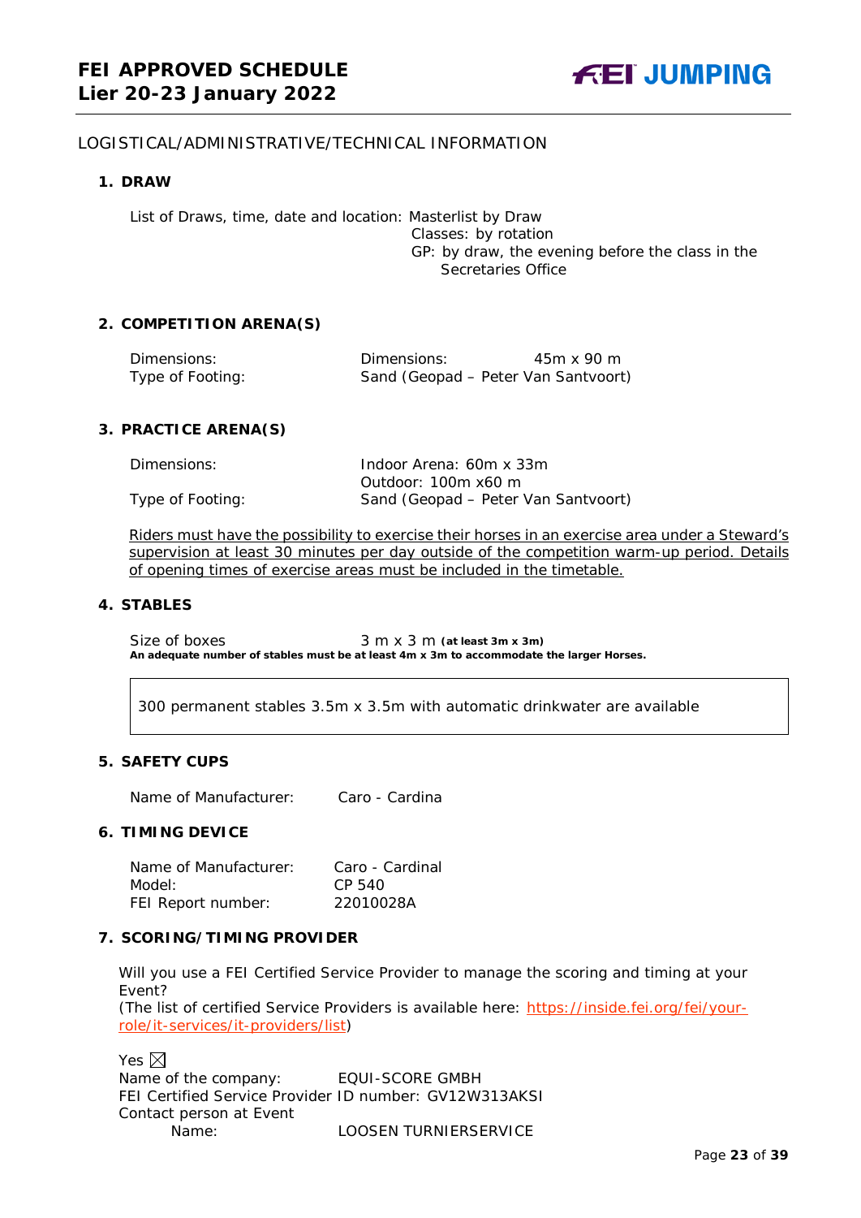LOGISTICAL/ADMINISTRATIVE/TECHNICAL INFORMATION

### 1. DRAW

List of Draws, time, date and location: Masterlist by Draw
Classes: by rotation
GP: by draw, the evening before the class in the Secretaries Office

### 2. COMPETITION ARENA(S)

| | | |
|---|---|---|
| Dimensions: | Dimensions: | 45m x 90 m |
| Type of Footing: | Sand (Geopad – Peter Van Santvoort) | |

### 3. PRACTICE ARENA(S)

| | |
|---|---|
| Dimensions: | Indoor Arena: 60m x 33m<br>Outdoor: 100m x60 m |
| Type of Footing: | Sand (Geopad – Peter Van Santvoort) |

Riders must have the possibility to exercise their horses in an exercise area under a Steward's supervision at least 30 minutes per day outside of the competition warm-up period. Details of opening times of exercise areas must be included in the timetable.

### 4. STABLES

Size of boxes 3 m x 3 m **(at least 3m x 3m)**
**An adequate number of stables must be at least 4m x 3m to accommodate the larger Horses.**

300 permanent stables 3.5m x 3.5m with automatic drinkwater are available

### 5. SAFETY CUPS

Name of Manufacturer: Caro - Cardina

### 6. TIMING DEVICE

| | |
|---|---|
| Name of Manufacturer: | Caro - Cardinal |
| Model: | CP 540 |
| FEI Report number: | 22010028A |

### 7. SCORING/TIMING PROVIDER

Will you use a FEI Certified Service Provider to manage the scoring and timing at your Event?
(The list of certified Service Providers is available here: https://inside.fei.org/fei/your-role/it-services/it-providers/list)

Yes ☒
Name of the company: EQUI-SCORE GMBH
FEI Certified Service Provider ID number: GV12W313AKSI
Contact person at Event
Name: LOOSEN TURNIERSERVICE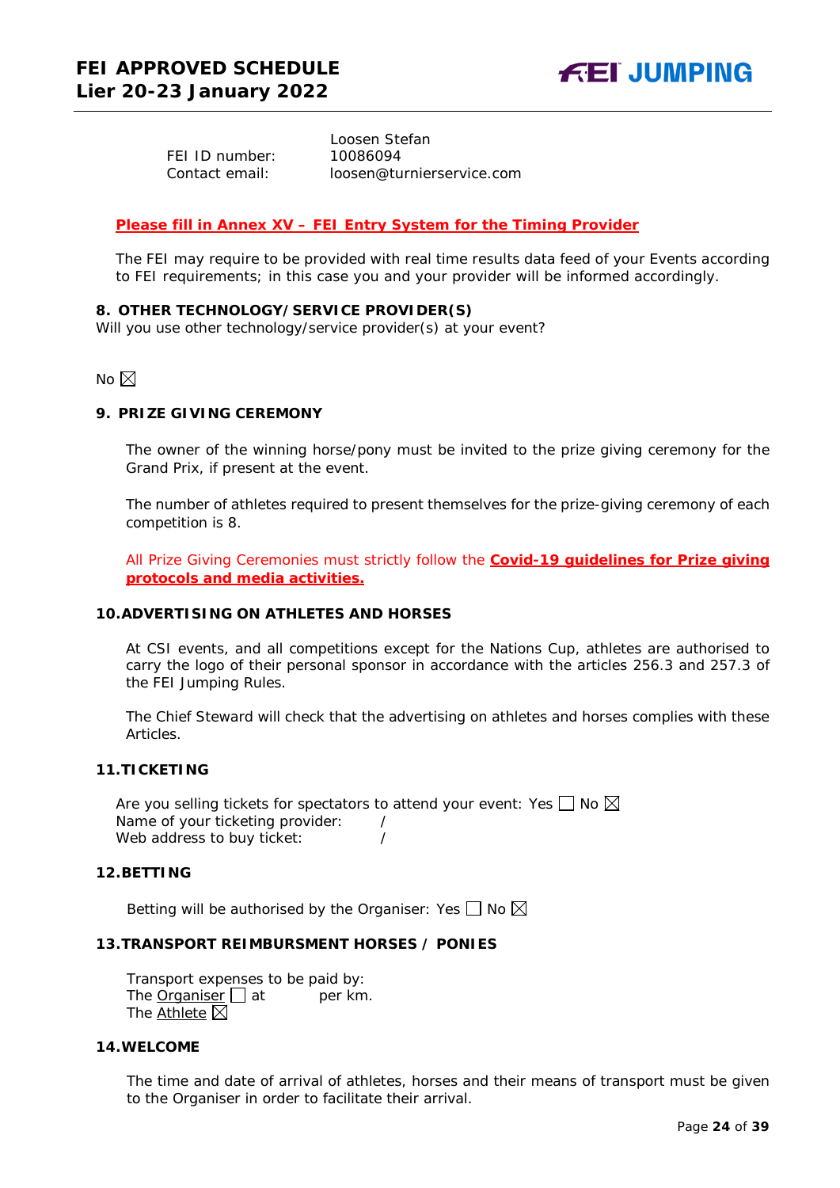Loosen Stefan
FEI ID number: 10086094
Contact email: loosen@turnierservice.com

**Please fill in Annex XV – FEI Entry System for the Timing Provider**

The FEI may require to be provided with real time results data feed of your Events according to FEI requirements; in this case you and your provider will be informed accordingly.

### 8. OTHER TECHNOLOGY/SERVICE PROVIDER(S)

Will you use other technology/service provider(s) at your event?

No ☒

### 9. PRIZE GIVING CEREMONY

The owner of the winning horse/pony must be invited to the prize giving ceremony for the Grand Prix, if present at the event.

The number of athletes required to present themselves for the prize-giving ceremony of each competition is 8.

All Prize Giving Ceremonies must strictly follow the **Covid-19 guidelines for Prize giving protocols and media activities.**

### 10. ADVERTISING ON ATHLETES AND HORSES

At CSI events, and all competitions except for the Nations Cup, athletes are authorised to carry the logo of their personal sponsor in accordance with the articles 256.3 and 257.3 of the FEI Jumping Rules.

The Chief Steward will check that the advertising on athletes and horses complies with these Articles.

### 11. TICKETING

Are you selling tickets for spectators to attend your event: Yes ☐ No ☒
Name of your ticketing provider: /
Web address to buy ticket: /

### 12. BETTING

Betting will be authorised by the Organiser: Yes ☐ No ☒

### 13. TRANSPORT REIMBURSMENT HORSES / PONIES

Transport expenses to be paid by:
The Organiser ☐ at per km.
The Athlete ☒

### 14. WELCOME

The time and date of arrival of athletes, horses and their means of transport must be given to the Organiser in order to facilitate their arrival.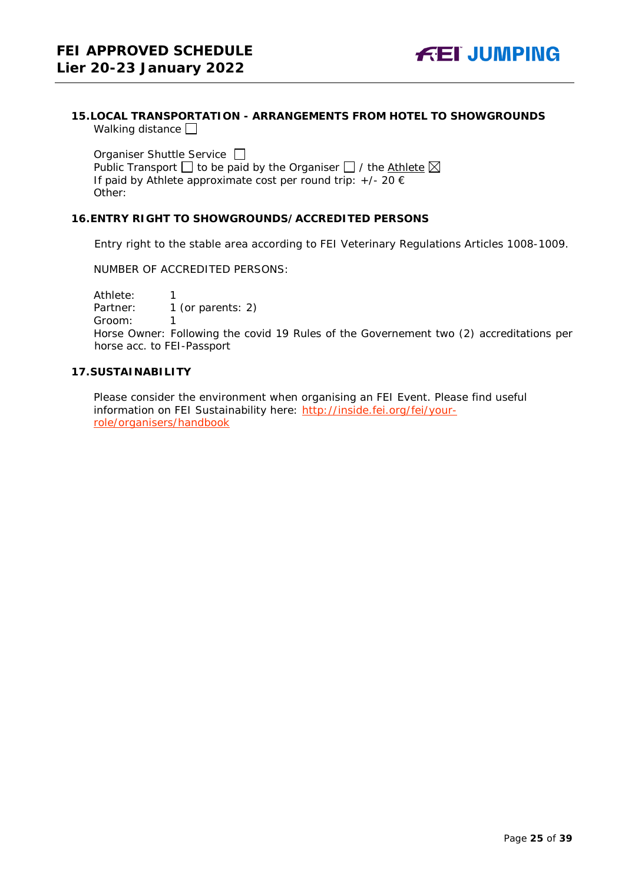## 15. LOCAL TRANSPORTATION - ARRANGEMENTS FROM HOTEL TO SHOWGROUNDS

Walking distance ☐

Organiser Shuttle Service ☐
Public Transport ☐ to be paid by the Organiser ☐ / the Athlete ☒
If paid by Athlete approximate cost per round trip: +/- 20 €
Other:

## 16. ENTRY RIGHT TO SHOWGROUNDS/ACCREDITED PERSONS

Entry right to the stable area according to FEI Veterinary Regulations Articles 1008-1009.

NUMBER OF ACCREDITED PERSONS:

Athlete: 1
Partner: 1 (or parents: 2)
Groom: 1
Horse Owner: Following the covid 19 Rules of the Governement two (2) accreditations per horse acc. to FEI-Passport

## 17. SUSTAINABILITY

Please consider the environment when organising an FEI Event. Please find useful information on FEI Sustainability here: http://inside.fei.org/fei/your-role/organisers/handbook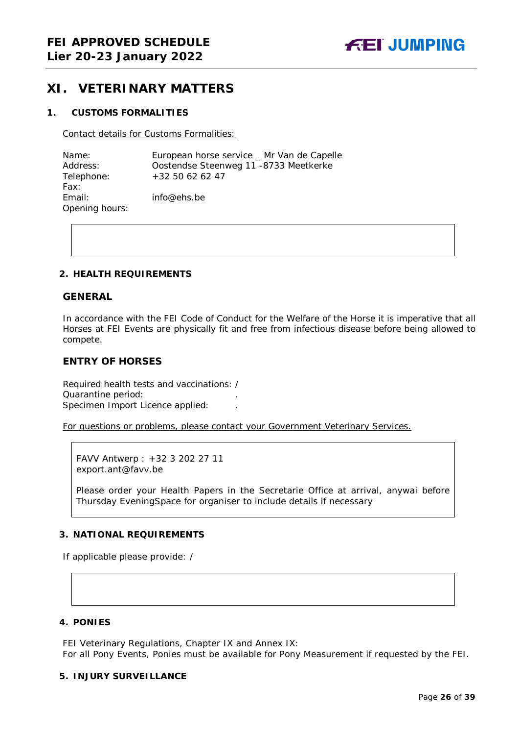## XI. VETERINARY MATTERS

### 1. CUSTOMS FORMALITIES

Contact details for Customs Formalities:

Name: European horse service _ Mr Van de Capelle
Address: Oostendse Steenweg 11 -8733 Meetkerke
Telephone: +32 50 62 62 47
Fax:
Email: info@ehs.be
Opening hours:

### 2. HEALTH REQUIREMENTS

#### GENERAL

In accordance with the FEI Code of Conduct for the Welfare of the Horse it is imperative that all Horses at FEI Events are physically fit and free from infectious disease before being allowed to compete.

#### ENTRY OF HORSES

Required health tests and vaccinations: /
Quarantine period: .
Specimen Import Licence applied: .

For questions or problems, please contact your Government Veterinary Services.

FAVV Antwerp : +32 3 202 27 11
export.ant@favv.be

Please order your Health Papers in the Secretarie Office at arrival, anywai before Thursday EveningSpace for organiser to include details if necessary

### 3. NATIONAL REQUIREMENTS

If applicable please provide: /

### 4. PONIES

FEI Veterinary Regulations, Chapter IX and Annex IX:
For all Pony Events, Ponies must be available for Pony Measurement if requested by the FEI.

### 5. INJURY SURVEILLANCE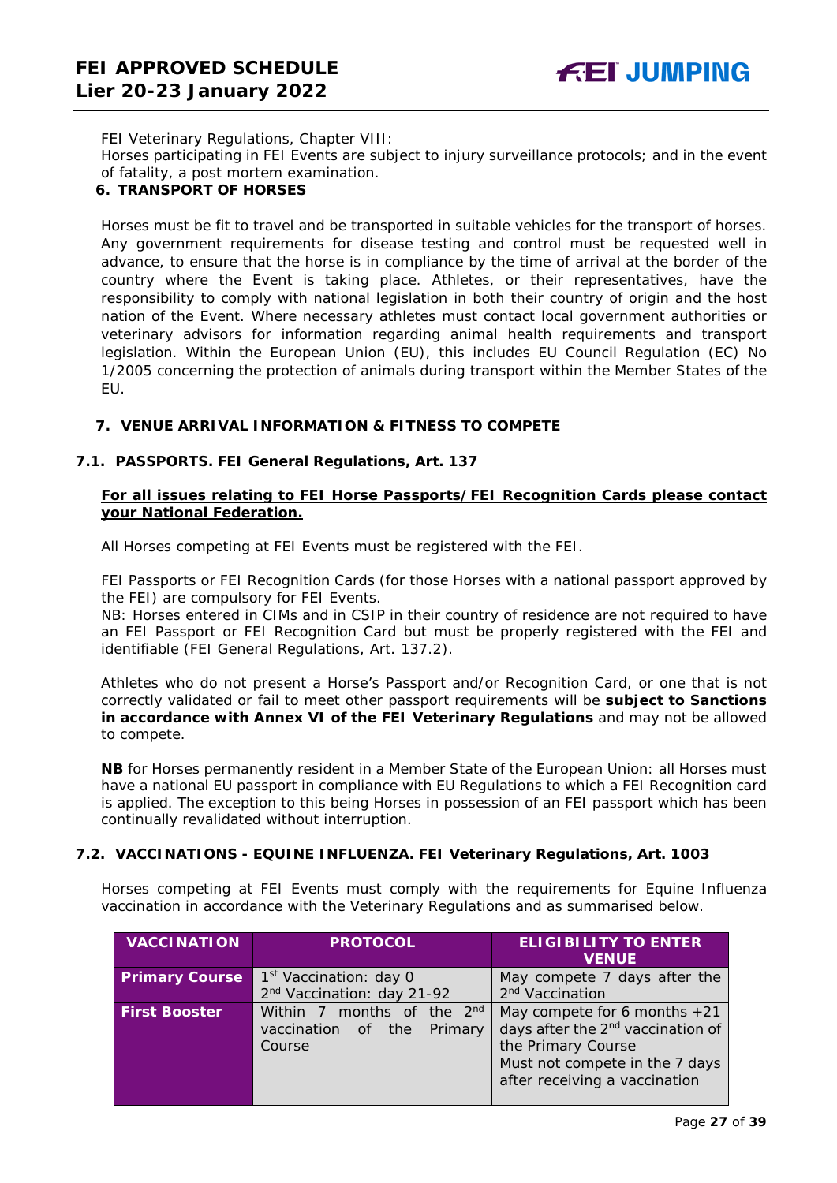FEI Veterinary Regulations, Chapter VIII:
Horses participating in FEI Events are subject to injury surveillance protocols; and in the event of fatality, a post mortem examination.

## 6. TRANSPORT OF HORSES

Horses must be fit to travel and be transported in suitable vehicles for the transport of horses. Any government requirements for disease testing and control must be requested well in advance, to ensure that the horse is in compliance by the time of arrival at the border of the country where the Event is taking place. Athletes, or their representatives, have the responsibility to comply with national legislation in both their country of origin and the host nation of the Event. Where necessary athletes must contact local government authorities or veterinary advisors for information regarding animal health requirements and transport legislation. Within the European Union (EU), this includes EU Council Regulation (EC) No 1/2005 concerning the protection of animals during transport within the Member States of the EU.

## 7. VENUE ARRIVAL INFORMATION & FITNESS TO COMPETE

### 7.1. PASSPORTS. FEI General Regulations, Art. 137

**For all issues relating to FEI Horse Passports/FEI Recognition Cards please contact your National Federation.**

All Horses competing at FEI Events must be registered with the FEI.

FEI Passports or FEI Recognition Cards (for those Horses with a national passport approved by the FEI) are compulsory for FEI Events.
NB: Horses entered in CIMs and in CSIP in their country of residence are not required to have an FEI Passport or FEI Recognition Card but must be properly registered with the FEI and identifiable (FEI General Regulations, Art. 137.2).

Athletes who do not present a Horse's Passport and/or Recognition Card, or one that is not correctly validated or fail to meet other passport requirements will be **subject to Sanctions in accordance with Annex VI of the FEI Veterinary Regulations** and may not be allowed to compete.

**NB** for Horses permanently resident in a Member State of the European Union: all Horses must have a national EU passport in compliance with EU Regulations to which a FEI Recognition card is applied. The exception to this being Horses in possession of an FEI passport which has been continually revalidated without interruption.

### 7.2. VACCINATIONS - EQUINE INFLUENZA. FEI Veterinary Regulations, Art. 1003

Horses competing at FEI Events must comply with the requirements for Equine Influenza vaccination in accordance with the Veterinary Regulations and as summarised below.

| VACCINATION | PROTOCOL | ELIGIBILITY TO ENTER VENUE |
|---|---|---|
| **Primary Course** | 1st Vaccination: day 0<br>2nd Vaccination: day 21-92 | May compete 7 days after the 2nd Vaccination |
| **First Booster** | Within 7 months of the 2nd vaccination of the Primary Course | May compete for 6 months +21 days after the 2nd vaccination of the Primary Course<br>Must not compete in the 7 days after receiving a vaccination |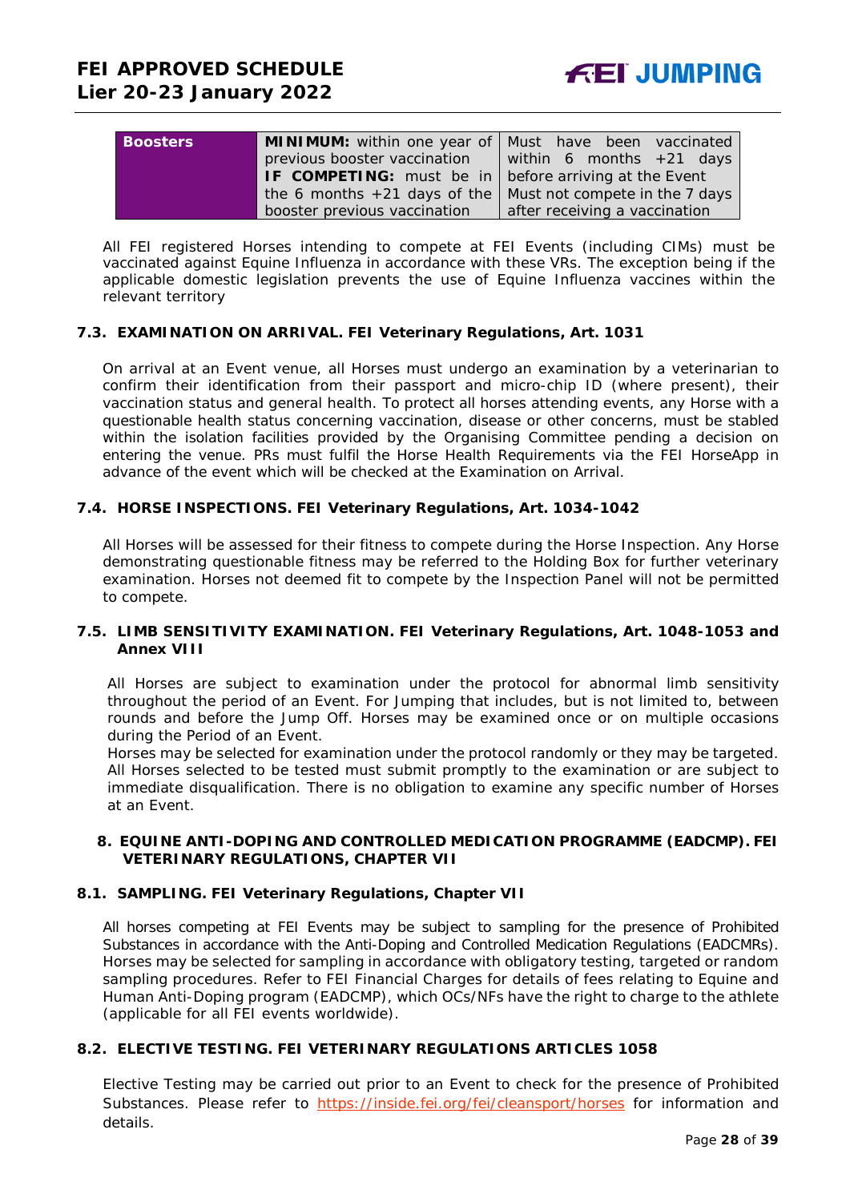| Boosters | **MINIMUM:** within one year of previous booster vaccination **IF COMPETING:** must be in the 6 months +21 days of the booster previous vaccination | Must have been vaccinated within 6 months +21 days before arriving at the Event Must not compete in the 7 days after receiving a vaccination |
|---|---|---|

All FEI registered Horses intending to compete at FEI Events (including CIMs) must be vaccinated against Equine Influenza in accordance with these VRs. The exception being if the applicable domestic legislation prevents the use of Equine Influenza vaccines within the relevant territory

### 7.3. EXAMINATION ON ARRIVAL. FEI Veterinary Regulations, Art. 1031

On arrival at an Event venue, all Horses must undergo an examination by a veterinarian to confirm their identification from their passport and micro-chip ID (where present), their vaccination status and general health. To protect all horses attending events, any Horse with a questionable health status concerning vaccination, disease or other concerns, must be stabled within the isolation facilities provided by the Organising Committee pending a decision on entering the venue. PRs must fulfil the Horse Health Requirements via the FEI HorseApp in advance of the event which will be checked at the Examination on Arrival.

### 7.4. HORSE INSPECTIONS. FEI Veterinary Regulations, Art. 1034-1042

All Horses will be assessed for their fitness to compete during the Horse Inspection. Any Horse demonstrating questionable fitness may be referred to the Holding Box for further veterinary examination. Horses not deemed fit to compete by the Inspection Panel will not be permitted to compete.

### 7.5. LIMB SENSITIVITY EXAMINATION. FEI Veterinary Regulations, Art. 1048-1053 and Annex VIII

All Horses are subject to examination under the protocol for abnormal limb sensitivity throughout the period of an Event. For Jumping that includes, but is not limited to, between rounds and before the Jump Off. Horses may be examined once or on multiple occasions during the Period of an Event.

Horses may be selected for examination under the protocol randomly or they may be targeted. All Horses selected to be tested must submit promptly to the examination or are subject to immediate disqualification. There is no obligation to examine any specific number of Horses at an Event.

## 8. EQUINE ANTI-DOPING AND CONTROLLED MEDICATION PROGRAMME (EADCMP). FEI VETERINARY REGULATIONS, CHAPTER VII

### 8.1. SAMPLING. FEI Veterinary Regulations, Chapter VII

All horses competing at FEI Events may be subject to sampling for the presence of Prohibited Substances in accordance with the Anti-Doping and Controlled Medication Regulations (EADCMRs). Horses may be selected for sampling in accordance with obligatory testing, targeted or random sampling procedures. Refer to FEI Financial Charges for details of fees relating to Equine and Human Anti-Doping program (EADCMP), which OCs/NFs have the right to charge to the athlete (applicable for all FEI events worldwide).

### 8.2. ELECTIVE TESTING. FEI VETERINARY REGULATIONS ARTICLES 1058

Elective Testing may be carried out prior to an Event to check for the presence of Prohibited Substances. Please refer to https://inside.fei.org/fei/cleansport/horses for information and details.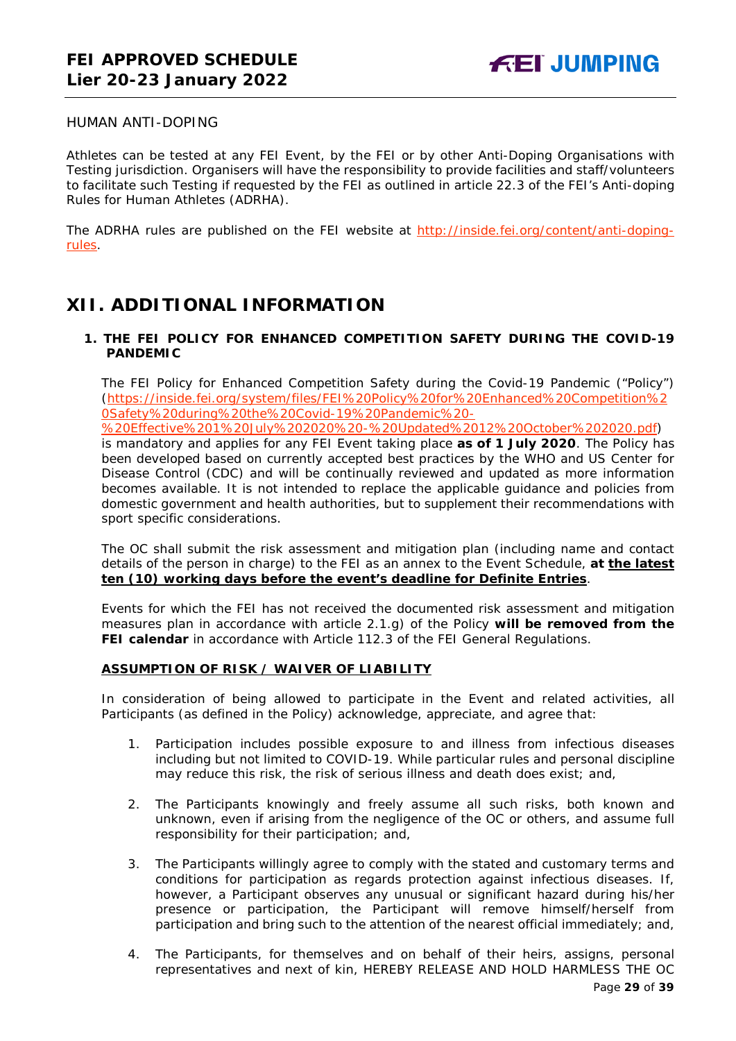HUMAN ANTI-DOPING

Athletes can be tested at any FEI Event, by the FEI or by other Anti-Doping Organisations with Testing jurisdiction. Organisers will have the responsibility to provide facilities and staff/volunteers to facilitate such Testing if requested by the FEI as outlined in article 22.3 of the FEI's Anti-doping Rules for Human Athletes (ADRHA).

The ADRHA rules are published on the FEI website at http://inside.fei.org/content/anti-doping-rules.

# XII. ADDITIONAL INFORMATION

### 1. THE FEI POLICY FOR ENHANCED COMPETITION SAFETY DURING THE COVID-19 PANDEMIC

The FEI Policy for Enhanced Competition Safety during the Covid-19 Pandemic ("Policy") (https://inside.fei.org/system/files/FEI%20Policy%20for%20Enhanced%20Competition%20Safety%20during%20the%20Covid-19%20Pandemic%20-%20Effective%201%20July%202020%20-%20Updated%2012%20October%202020.pdf) is mandatory and applies for any FEI Event taking place **as of 1 July 2020**. The Policy has been developed based on currently accepted best practices by the WHO and US Center for Disease Control (CDC) and will be continually reviewed and updated as more information becomes available. It is not intended to replace the applicable guidance and policies from domestic government and health authorities, but to supplement their recommendations with sport specific considerations.

The OC shall submit the risk assessment and mitigation plan (including name and contact details of the person in charge) to the FEI as an annex to the Event Schedule, **at <u>the latest ten (10) working days before the event's deadline for Definite Entries</u>**.

Events for which the FEI has not received the documented risk assessment and mitigation measures plan in accordance with article 2.1.g) of the Policy **will be removed from the FEI calendar** in accordance with Article 112.3 of the FEI General Regulations.

**<u>ASSUMPTION OF RISK / WAIVER OF LIABILITY</u>**

In consideration of being allowed to participate in the Event and related activities, all Participants (as defined in the Policy) acknowledge, appreciate, and agree that:

1. Participation includes possible exposure to and illness from infectious diseases including but not limited to COVID-19. While particular rules and personal discipline may reduce this risk, the risk of serious illness and death does exist; and,

2. The Participants knowingly and freely assume all such risks, both known and unknown, even if arising from the negligence of the OC or others, and assume full responsibility for their participation; and,

3. The Participants willingly agree to comply with the stated and customary terms and conditions for participation as regards protection against infectious diseases. If, however, a Participant observes any unusual or significant hazard during his/her presence or participation, the Participant will remove himself/herself from participation and bring such to the attention of the nearest official immediately; and,

4. The Participants, for themselves and on behalf of their heirs, assigns, personal representatives and next of kin, HEREBY RELEASE AND HOLD HARMLESS THE OC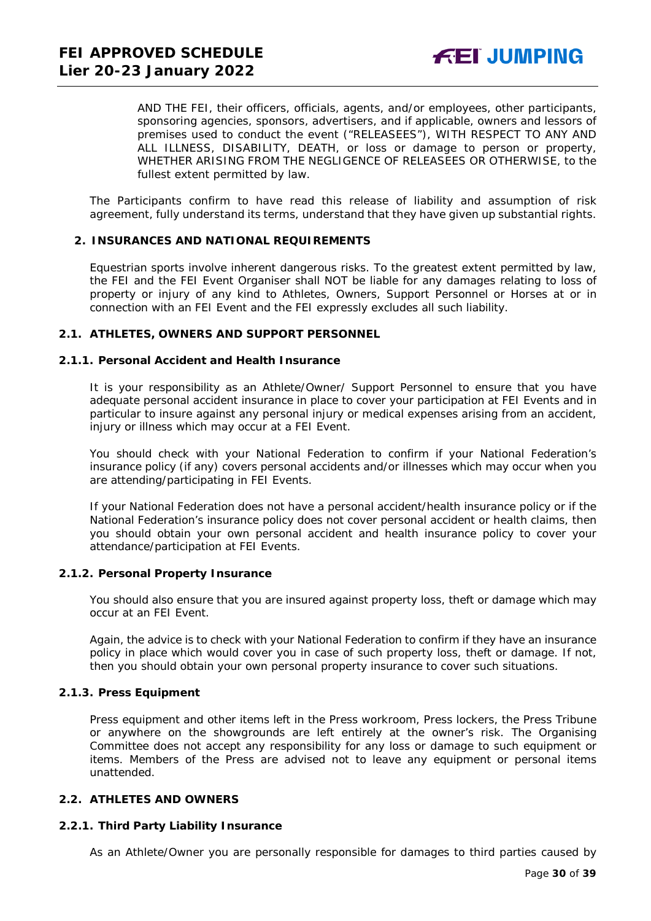AND THE FEI, their officers, officials, agents, and/or employees, other participants, sponsoring agencies, sponsors, advertisers, and if applicable, owners and lessors of premises used to conduct the event ("RELEASEES"), WITH RESPECT TO ANY AND ALL ILLNESS, DISABILITY, DEATH, or loss or damage to person or property, WHETHER ARISING FROM THE NEGLIGENCE OF RELEASEES OR OTHERWISE, to the fullest extent permitted by law.

The Participants confirm to have read this release of liability and assumption of risk agreement, fully understand its terms, understand that they have given up substantial rights.

## 2. INSURANCES AND NATIONAL REQUIREMENTS

Equestrian sports involve inherent dangerous risks. To the greatest extent permitted by law, the FEI and the FEI Event Organiser shall NOT be liable for any damages relating to loss of property or injury of any kind to Athletes, Owners, Support Personnel or Horses at or in connection with an FEI Event and the FEI expressly excludes all such liability.

### 2.1. ATHLETES, OWNERS AND SUPPORT PERSONNEL

#### 2.1.1. Personal Accident and Health Insurance

It is your responsibility as an Athlete/Owner/ Support Personnel to ensure that you have adequate personal accident insurance in place to cover your participation at FEI Events and in particular to insure against any personal injury or medical expenses arising from an accident, injury or illness which may occur at a FEI Event.

You should check with your National Federation to confirm if your National Federation's insurance policy (if any) covers personal accidents and/or illnesses which may occur when you are attending/participating in FEI Events.

If your National Federation does not have a personal accident/health insurance policy or if the National Federation's insurance policy does not cover personal accident or health claims, then you should obtain your own personal accident and health insurance policy to cover your attendance/participation at FEI Events.

#### 2.1.2. Personal Property Insurance

You should also ensure that you are insured against property loss, theft or damage which may occur at an FEI Event.

Again, the advice is to check with your National Federation to confirm if they have an insurance policy in place which would cover you in case of such property loss, theft or damage. If not, then you should obtain your own personal property insurance to cover such situations.

#### 2.1.3. Press Equipment

Press equipment and other items left in the Press workroom, Press lockers, the Press Tribune or anywhere on the showgrounds are left entirely at the owner's risk. The Organising Committee does not accept any responsibility for any loss or damage to such equipment or items. Members of the Press are advised not to leave any equipment or personal items unattended.

### 2.2. ATHLETES AND OWNERS

#### 2.2.1. Third Party Liability Insurance

As an Athlete/Owner you are personally responsible for damages to third parties caused by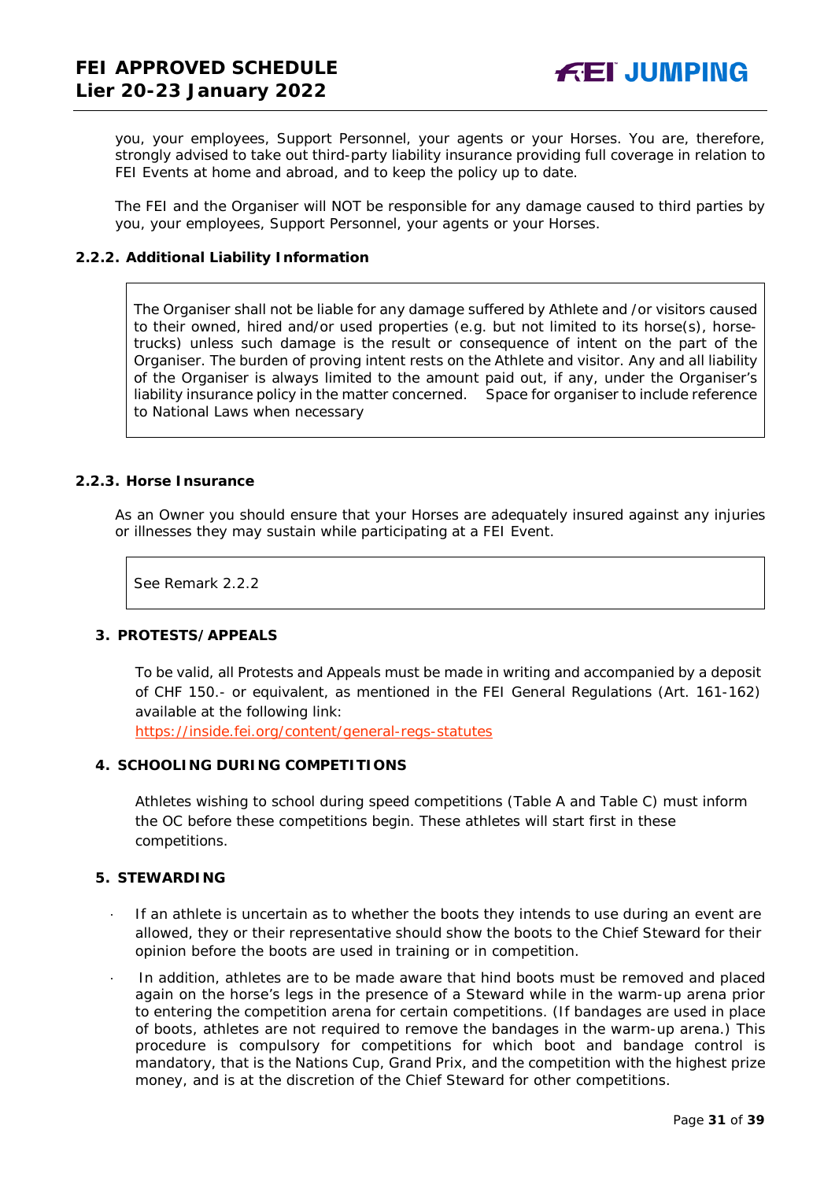you, your employees, Support Personnel, your agents or your Horses. You are, therefore, strongly advised to take out third-party liability insurance providing full coverage in relation to FEI Events at home and abroad, and to keep the policy up to date.

The FEI and the Organiser will NOT be responsible for any damage caused to third parties by you, your employees, Support Personnel, your agents or your Horses.

### 2.2.2. Additional Liability Information

| The Organiser shall not be liable for any damage suffered by Athlete and /or visitors caused to their owned, hired and/or used properties (e.g. but not limited to its horse(s), horse-trucks) unless such damage is the result or consequence of intent on the part of the Organiser. The burden of proving intent rests on the Athlete and visitor. Any and all liability of the Organiser is always limited to the amount paid out, if any, under the Organiser's liability insurance policy in the matter concerned. Space for organiser to include reference to National Laws when necessary |
|---|

### 2.2.3. Horse Insurance

As an Owner you should ensure that your Horses are adequately insured against any injuries or illnesses they may sustain while participating at a FEI Event.

| See Remark 2.2.2 |
|---|

## 3. PROTESTS/APPEALS

To be valid, all Protests and Appeals must be made in writing and accompanied by a deposit of CHF 150.- or equivalent, as mentioned in the FEI General Regulations (Art. 161-162) available at the following link:
https://inside.fei.org/content/general-regs-statutes

## 4. SCHOOLING DURING COMPETITIONS

Athletes wishing to school during speed competitions (Table A and Table C) must inform the OC before these competitions begin. These athletes will start first in these competitions.

## 5. STEWARDING

- If an athlete is uncertain as to whether the boots they intends to use during an event are allowed, they or their representative should show the boots to the Chief Steward for their opinion before the boots are used in training or in competition.
- In addition, athletes are to be made aware that hind boots must be removed and placed again on the horse's legs in the presence of a Steward while in the warm-up arena prior to entering the competition arena for certain competitions. (If bandages are used in place of boots, athletes are not required to remove the bandages in the warm-up arena.) This procedure is compulsory for competitions for which boot and bandage control is mandatory, that is the Nations Cup, Grand Prix, and the competition with the highest prize money, and is at the discretion of the Chief Steward for other competitions.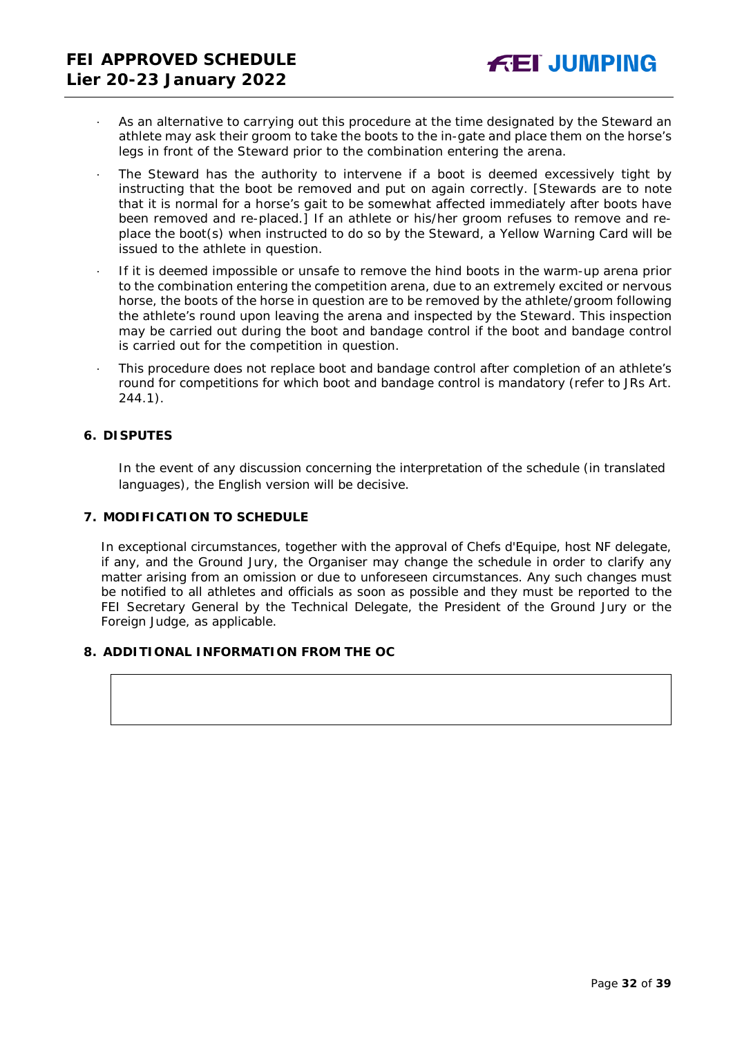- As an alternative to carrying out this procedure at the time designated by the Steward an athlete may ask their groom to take the boots to the in-gate and place them on the horse's legs in front of the Steward prior to the combination entering the arena.
- The Steward has the authority to intervene if a boot is deemed excessively tight by instructing that the boot be removed and put on again correctly. [Stewards are to note that it is normal for a horse's gait to be somewhat affected immediately after boots have been removed and re-placed.] If an athlete or his/her groom refuses to remove and re-place the boot(s) when instructed to do so by the Steward, a Yellow Warning Card will be issued to the athlete in question.
- If it is deemed impossible or unsafe to remove the hind boots in the warm-up arena prior to the combination entering the competition arena, due to an extremely excited or nervous horse, the boots of the horse in question are to be removed by the athlete/groom following the athlete's round upon leaving the arena and inspected by the Steward. This inspection may be carried out during the boot and bandage control if the boot and bandage control is carried out for the competition in question.
- This procedure does not replace boot and bandage control after completion of an athlete's round for competitions for which boot and bandage control is mandatory (refer to JRs Art. 244.1).

## 6. DISPUTES

In the event of any discussion concerning the interpretation of the schedule (in translated languages), the English version will be decisive.

## 7. MODIFICATION TO SCHEDULE

In exceptional circumstances, together with the approval of Chefs d'Equipe, host NF delegate, if any, and the Ground Jury, the Organiser may change the schedule in order to clarify any matter arising from an omission or due to unforeseen circumstances. Any such changes must be notified to all athletes and officials as soon as possible and they must be reported to the FEI Secretary General by the Technical Delegate, the President of the Ground Jury or the Foreign Judge, as applicable.

## 8. ADDITIONAL INFORMATION FROM THE OC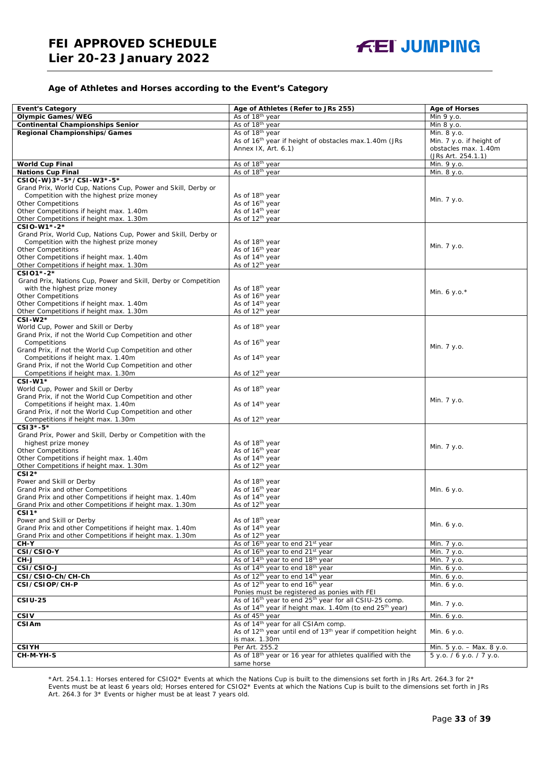### Age of Athletes and Horses according to the Event's Category

| Event's Category | Age of Athletes (Refer to JRs 255) | Age of Horses |
|---|---|---|
| **Olympic Games/WEG** | As of 18th year | Min 9 y.o. |
| **Continental Championships Senior** | As of 18th year | Min 8 y.o. |
| **Regional Championships/Games** | As of 18th year<br>As of 16th year if height of obstacles max.1.40m (JRs Annex IX, Art. 6.1) | Min. 8 y.o.<br>Min. 7 y.o. if height of obstacles max. 1.40m (JRs Art. 254.1.1) |
| **World Cup Final** | As of 18th year | Min. 9 y.o. |
| **Nations Cup Final** | As of 18th year | Min. 8 y.o. |
| **CSIO(-W)3\*-5\*/CSI-W3\*-5\***<br>Grand Prix, World Cup, Nations Cup, Power and Skill, Derby or Competition with the highest prize money<br>Other Competitions<br>Other Competitions if height max. 1.40m<br>Other Competitions if height max. 1.30m | As of 18th year<br>As of 16th year<br>As of 14th year<br>As of 12th year | Min. 7 y.o. |
| **CSIO-W1\*-2\***<br>Grand Prix, World Cup, Nations Cup, Power and Skill, Derby or Competition with the highest prize money<br>Other Competitions<br>Other Competitions if height max. 1.40m<br>Other Competitions if height max. 1.30m | As of 18th year<br>As of 16th year<br>As of 14th year<br>As of 12th year | Min. 7 y.o. |
| **CSIO1\*-2\***<br>Grand Prix, Nations Cup, Power and Skill, Derby or Competition with the highest prize money<br>Other Competitions<br>Other Competitions if height max. 1.40m<br>Other Competitions if height max. 1.30m | As of 18th year<br>As of 16th year<br>As of 14th year<br>As of 12th year | Min. 6 y.o.\* |
| **CSI-W2\***<br>World Cup, Power and Skill or Derby<br>Grand Prix, if not the World Cup Competition and other Competitions<br>Grand Prix, if not the World Cup Competition and other Competitions if height max. 1.40m<br>Grand Prix, if not the World Cup Competition and other Competitions if height max. 1.30m | As of 18th year<br>As of 16th year<br>As of 14th year<br>As of 12th year | Min. 7 y.o. |
| **CSI-W1\***<br>World Cup, Power and Skill or Derby<br>Grand Prix, if not the World Cup Competition and other Competitions if height max. 1.40m<br>Grand Prix, if not the World Cup Competition and other Competitions if height max. 1.30m | As of 18th year<br>As of 14th year<br>As of 12th year | Min. 7 y.o. |
| **CSI3\*-5\***<br>Grand Prix, Power and Skill, Derby or Competition with the highest prize money<br>Other Competitions<br>Other Competitions if height max. 1.40m<br>Other Competitions if height max. 1.30m | As of 18th year<br>As of 16th year<br>As of 14th year<br>As of 12th year | Min. 7 y.o. |
| **CSI2\***<br>Power and Skill or Derby<br>Grand Prix and other Competitions<br>Grand Prix and other Competitions if height max. 1.40m<br>Grand Prix and other Competitions if height max. 1.30m | As of 18th year<br>As of 16th year<br>As of 14th year<br>As of 12th year | Min. 6 y.o. |
| **CSI1\***<br>Power and Skill or Derby<br>Grand Prix and other Competitions if height max. 1.40m<br>Grand Prix and other Competitions if height max. 1.30m | As of 18th year<br>As of 14th year<br>As of 12th year | Min. 6 y.o. |
| **CH-Y** | As of 16th year to end 21st year | Min. 7 y.o. |
| **CSI/CSIO-Y** | As of 16th year to end 21st year | Min. 7 y.o. |
| **CH-J** | As of 14th year to end 18th year | Min. 7 y.o. |
| **CSI/CSIO-J** | As of 14th year to end 18th year | Min. 6 y.o. |
| **CSI/CSIO-Ch/CH-Ch** | As of 12th year to end 14th year | Min. 6 y.o. |
| **CSI/CSIOP/CH-P** | As of 12th year to end 16th year<br>Ponies must be registered as ponies with FEI | Min. 6 y.o. |
| **CSIU-25** | As of 16th year to end 25th year for all CSIU-25 comp.<br>As of 14th year if height max. 1.40m (to end 25th year) | Min. 7 y.o. |
| **CSIV** | As of 45th year | Min. 6 y.o. |
| **CSIAm** | As of 14th year for all CSIAm comp.<br>As of 12th year until end of 13th year if competition height is max. 1.30m | Min. 6 y.o. |
| **CSIYH** | Per Art. 255.2 | Min. 5 y.o. – Max. 8 y.o. |
| **CH-M-YH-S** | As of 18th year or 16 year for athletes qualified with the same horse | 5 y.o. / 6 y.o. / 7 y.o. |

\*Art. 254.1.1: Horses entered for CSIO2\* Events at which the Nations Cup is built to the dimensions set forth in JRs Art. 264.3 for 2\* Events must be at least 6 years old; Horses entered for CSIO2\* Events at which the Nations Cup is built to the dimensions set forth in JRs Art. 264.3 for 3\* Events or higher must be at least 7 years old.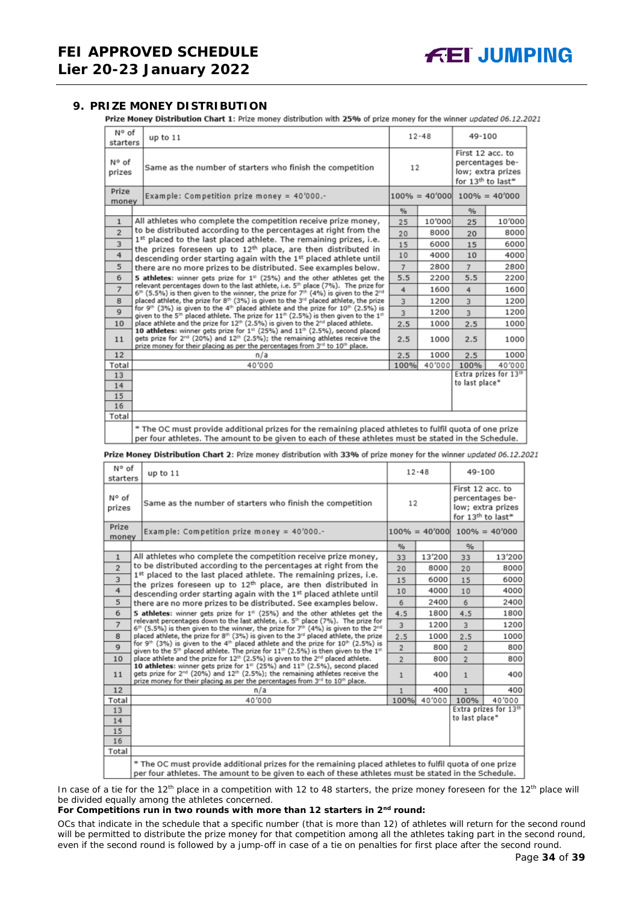## 9. PRIZE MONEY DISTRIBUTION

**Prize Money Distribution Chart 1**: Prize money distribution with **25%** of prize money for the winner *updated 06.12.2021*

| N° of starters | up to 11 | 12-48 | | 49-100 | |
|---|---|---|---|---|---|
| N° of prizes | Same as the number of starters who finish the competition | 12 | | First 12 acc. to percentages below; extra prizes for 13th to last* | |
| Prize money | Example: Competition prize money = 40'000.- | 100% = 40'000 | | 100% = 40'000 | |
| | | % | | % | |
| 1 | All athletes who complete the competition receive prize money, to be distributed according to the percentages at right from the 1st placed to the last placed athlete. The remaining prizes, i.e. the prizes foreseen up to 12th place, are then distributed in descending order starting again with the 1st placed athlete until there are no more prizes to be distributed. See examples below. **5 athletes**: winner gets prize for 1st (25%) and the other athletes get the relevant percentages down to the last athlete, i.e. 5th place (7%). The prize for 6th (5.5%) is then given to the winner, the prize for 7th (4%) is given to the 2nd placed athlete, the prize for 8th (3%) is given to the 3rd placed athlete, the prize for 9th (3%) is given to the 4th placed athlete and the prize for 10th (2.5%) is given to the 5th placed athlete. The prize for 11th (2.5%) is then given to the 1st place athlete and the prize for 12th (2.5%) is given to the 2nd placed athlete. **10 athletes**: winner gets prize for 1st (25%) and 11th (2.5%), second placed gets prize for 2nd (20%) and 12th (2.5%); the remaining athletes receive the prize money for their placing as per the percentages from 3rd to 10th place. | 25 | 10'000 | 25 | 10'000 |
| 2 | | 20 | 8000 | 20 | 8000 |
| 3 | | 15 | 6000 | 15 | 6000 |
| 4 | | 10 | 4000 | 10 | 4000 |
| 5 | | 7 | 2800 | 7 | 2800 |
| 6 | | 5.5 | 2200 | 5.5 | 2200 |
| 7 | | 4 | 1600 | 4 | 1600 |
| 8 | | 3 | 1200 | 3 | 1200 |
| 9 | | 3 | 1200 | 3 | 1200 |
| 10 | | 2.5 | 1000 | 2.5 | 1000 |
| 11 | | 2.5 | 1000 | 2.5 | 1000 |
| 12 | n/a | 2.5 | 1000 | 2.5 | 1000 |
| Total | 40'000 | 100% | 40'000 | 100% | 40'000 |
| 13 | | | | Extra prizes for 13th to last place* | |
| 14 | | | | | |
| 15 | | | | | |
| 16 | | | | | |
| Total | | | | | |
| | * The OC must provide additional prizes for the remaining placed athletes to fulfil quota of one prize per four athletes. The amount to be given to each of these athletes must be stated in the Schedule. | | | | |

**Prize Money Distribution Chart 2**: Prize money distribution with **33%** of prize money for the winner *updated 06.12.2021*

| N° of starters | up to 11 | 12-48 | | 49-100 | |
|---|---|---|---|---|---|
| N° of prizes | Same as the number of starters who finish the competition | 12 | | First 12 acc. to percentages below; extra prizes for 13th to last* | |
| Prize money | Example: Competition prize money = 40'000.- | 100% = 40'000 | | 100% = 40'000 | |
| | | % | | % | |
| 1 | All athletes who complete the competition receive prize money, to be distributed according to the percentages at right from the 1st placed to the last placed athlete. The remaining prizes, i.e. the prizes foreseen up to 12th place, are then distributed in descending order starting again with the 1st placed athlete until there are no more prizes to be distributed. See examples below. **5 athletes**: winner gets prize for 1st (25%) and the other athletes get the relevant percentages down to the last athlete, i.e. 5th place (7%). The prize for 6th (5.5%) is then given to the winner, the prize for 7th (4%) is given to the 2nd placed athlete, the prize for 8th (3%) is given to the 3rd placed athlete, the prize for 9th (3%) is given to the 4th placed athlete and the prize for 10th (2.5%) is given to the 5th placed athlete. The prize for 11th (2.5%) is then given to the 1st place athlete and the prize for 12th (2.5%) is given to the 2nd placed athlete. **10 athletes**: winner gets prize for 1st (25%) and 11th (2.5%), second placed gets prize for 2nd (20%) and 12th (2.5%); the remaining athletes receive the prize money for their placing as per the percentages from 3rd to 10th place. | 33 | 13'200 | 33 | 13'200 |
| 2 | | 20 | 8000 | 20 | 8000 |
| 3 | | 15 | 6000 | 15 | 6000 |
| 4 | | 10 | 4000 | 10 | 4000 |
| 5 | | 6 | 2400 | 6 | 2400 |
| 6 | | 4.5 | 1800 | 4.5 | 1800 |
| 7 | | 3 | 1200 | 3 | 1200 |
| 8 | | 2.5 | 1000 | 2.5 | 1000 |
| 9 | | 2 | 800 | 2 | 800 |
| 10 | | 2 | 800 | 2 | 800 |
| 11 | | 1 | 400 | 1 | 400 |
| 12 | n/a | 1 | 400 | 1 | 400 |
| Total | 40'000 | 100% | 40'000 | 100% | 40'000 |
| 13 | | | | Extra prizes for 13th to last place* | |
| 14 | | | | | |
| 15 | | | | | |
| 16 | | | | | |
| Total | | | | | |
| | * The OC must provide additional prizes for the remaining placed athletes to fulfil quota of one prize per four athletes. The amount to be given to each of these athletes must be stated in the Schedule. | | | | |

In case of a tie for the 12th place in a competition with 12 to 48 starters, the prize money foreseen for the 12th place will be divided equally among the athletes concerned.

**For Competitions run in two rounds with more than 12 starters in 2nd round:**

OCs that indicate in the schedule that a specific number (that is more than 12) of athletes will return for the second round will be permitted to distribute the prize money for that competition among all the athletes taking part in the second round, even if the second round is followed by a jump-off in case of a tie on penalties for first place after the second round.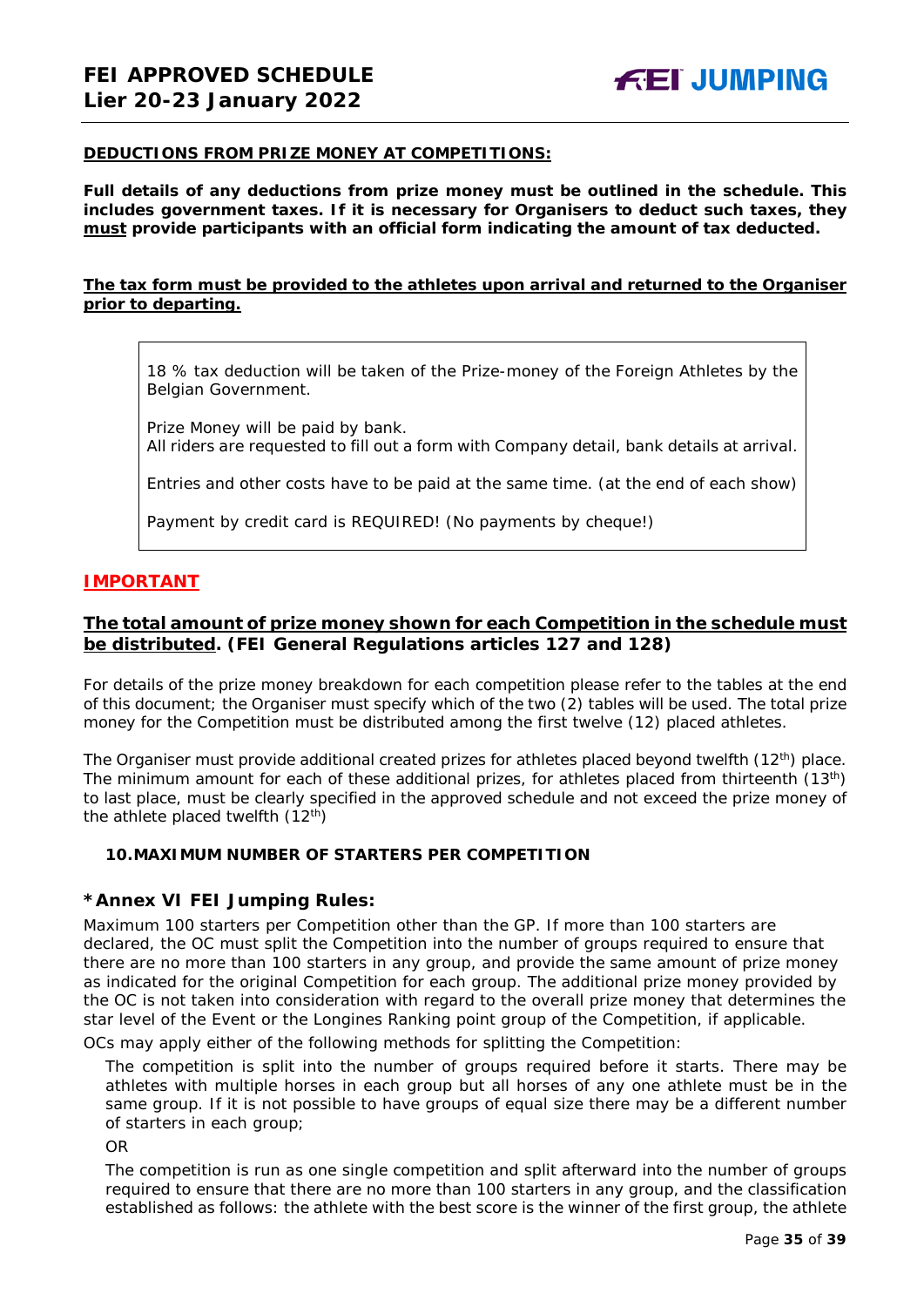**DEDUCTIONS FROM PRIZE MONEY AT COMPETITIONS:**

**Full details of any deductions from prize money must be outlined in the schedule. This includes government taxes. If it is necessary for Organisers to deduct such taxes, they must provide participants with an official form indicating the amount of tax deducted.**

**The tax form must be provided to the athletes upon arrival and returned to the Organiser prior to departing.**

18 % tax deduction will be taken of the Prize-money of the Foreign Athletes by the Belgian Government.

Prize Money will be paid by bank.
All riders are requested to fill out a form with Company detail, bank details at arrival.

Entries and other costs have to be paid at the same time. (at the end of each show)

Payment by credit card is REQUIRED! (No payments by cheque!)

**IMPORTANT**

**The total amount of prize money shown for each Competition in the schedule must be distributed. (FEI General Regulations articles 127 and 128)**

For details of the prize money breakdown for each competition please refer to the tables at the end of this document; the Organiser must specify which of the two (2) tables will be used. The total prize money for the Competition must be distributed among the first twelve (12) placed athletes.

The Organiser must provide additional created prizes for athletes placed beyond twelfth (12th) place. The minimum amount for each of these additional prizes, for athletes placed from thirteenth (13th) to last place, must be clearly specified in the approved schedule and not exceed the prize money of the athlete placed twelfth (12th)

### 10. MAXIMUM NUMBER OF STARTERS PER COMPETITION

### *Annex VI FEI Jumping Rules:

Maximum 100 starters per Competition other than the GP. If more than 100 starters are declared, the OC must split the Competition into the number of groups required to ensure that there are no more than 100 starters in any group, and provide the same amount of prize money as indicated for the original Competition for each group. The additional prize money provided by the OC is not taken into consideration with regard to the overall prize money that determines the star level of the Event or the Longines Ranking point group of the Competition, if applicable.

OCs may apply either of the following methods for splitting the Competition:

The competition is split into the number of groups required before it starts. There may be athletes with multiple horses in each group but all horses of any one athlete must be in the same group. If it is not possible to have groups of equal size there may be a different number of starters in each group;

OR

The competition is run as one single competition and split afterward into the number of groups required to ensure that there are no more than 100 starters in any group, and the classification established as follows: the athlete with the best score is the winner of the first group, the athlete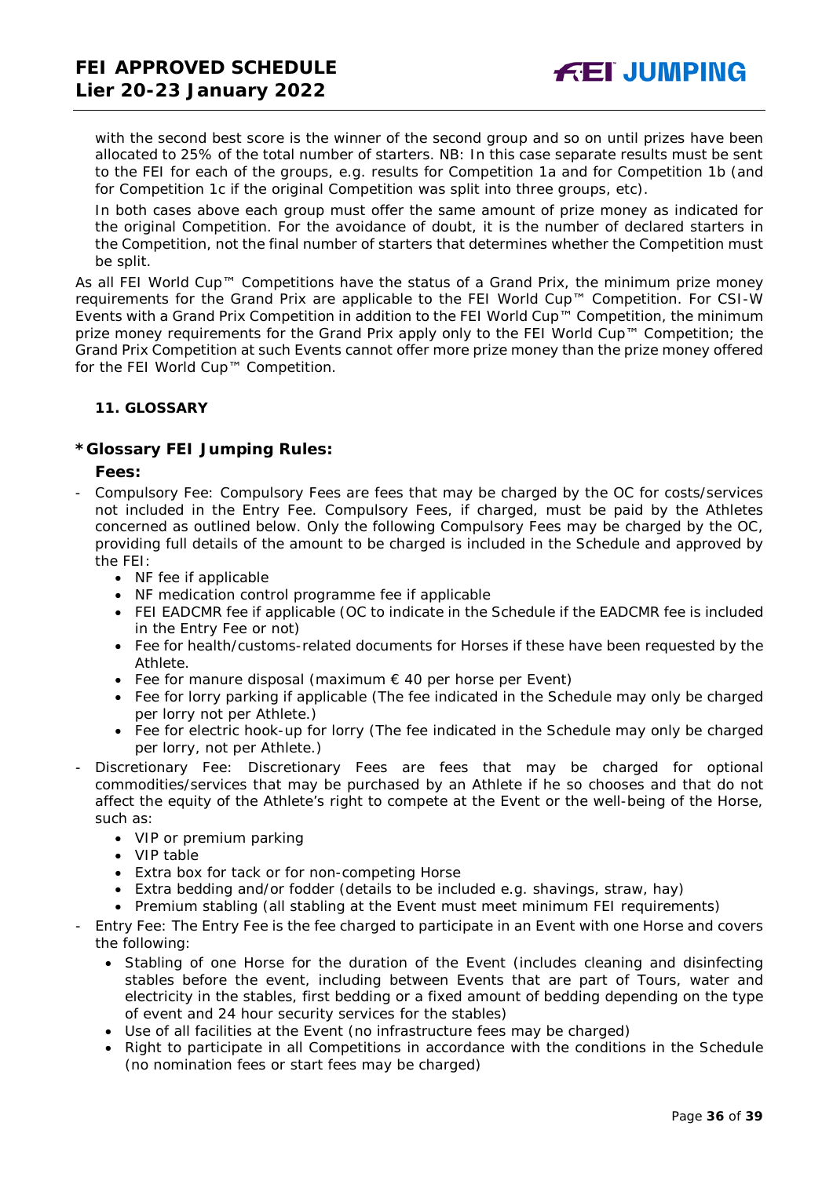with the second best score is the winner of the second group and so on until prizes have been allocated to 25% of the total number of starters. NB: In this case separate results must be sent to the FEI for each of the groups, e.g. results for Competition 1a and for Competition 1b (and for Competition 1c if the original Competition was split into three groups, etc).

In both cases above each group must offer the same amount of prize money as indicated for the original Competition. For the avoidance of doubt, it is the number of declared starters in the Competition, not the final number of starters that determines whether the Competition must be split.

As all FEI World Cup™ Competitions have the status of a Grand Prix, the minimum prize money requirements for the Grand Prix are applicable to the FEI World Cup™ Competition. For CSI-W Events with a Grand Prix Competition in addition to the FEI World Cup™ Competition, the minimum prize money requirements for the Grand Prix apply only to the FEI World Cup™ Competition; the Grand Prix Competition at such Events cannot offer more prize money than the prize money offered for the FEI World Cup™ Competition.

## 11. GLOSSARY

### *Glossary FEI Jumping Rules:

**Fees:**

- Compulsory Fee: Compulsory Fees are fees that may be charged by the OC for costs/services not included in the Entry Fee. Compulsory Fees, if charged, must be paid by the Athletes concerned as outlined below. Only the following Compulsory Fees may be charged by the OC, providing full details of the amount to be charged is included in the Schedule and approved by the FEI:
  - NF fee if applicable
  - NF medication control programme fee if applicable
  - FEI EADCMR fee if applicable (OC to indicate in the Schedule if the EADCMR fee is included in the Entry Fee or not)
  - Fee for health/customs-related documents for Horses if these have been requested by the Athlete.
  - Fee for manure disposal (maximum € 40 per horse per Event)
  - Fee for lorry parking if applicable (The fee indicated in the Schedule may only be charged per lorry not per Athlete.)
  - Fee for electric hook-up for lorry (The fee indicated in the Schedule may only be charged per lorry, not per Athlete.)
- Discretionary Fee: Discretionary Fees are fees that may be charged for optional commodities/services that may be purchased by an Athlete if he so chooses and that do not affect the equity of the Athlete's right to compete at the Event or the well-being of the Horse, such as:
  - VIP or premium parking
  - VIP table
  - Extra box for tack or for non-competing Horse
  - Extra bedding and/or fodder (details to be included e.g. shavings, straw, hay)
  - Premium stabling (all stabling at the Event must meet minimum FEI requirements)
- Entry Fee: The Entry Fee is the fee charged to participate in an Event with one Horse and covers the following:
  - Stabling of one Horse for the duration of the Event (includes cleaning and disinfecting stables before the event, including between Events that are part of Tours, water and electricity in the stables, first bedding or a fixed amount of bedding depending on the type of event and 24 hour security services for the stables)
  - Use of all facilities at the Event (no infrastructure fees may be charged)
  - Right to participate in all Competitions in accordance with the conditions in the Schedule (no nomination fees or start fees may be charged)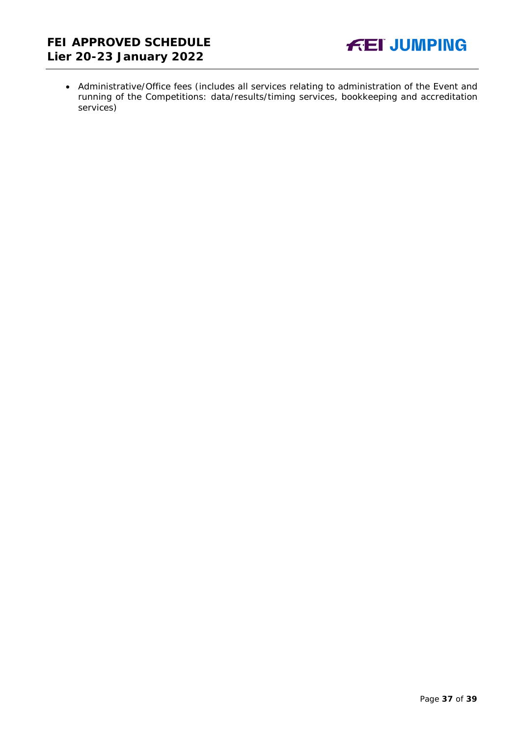- Administrative/Office fees (includes all services relating to administration of the Event and running of the Competitions: data/results/timing services, bookkeeping and accreditation services)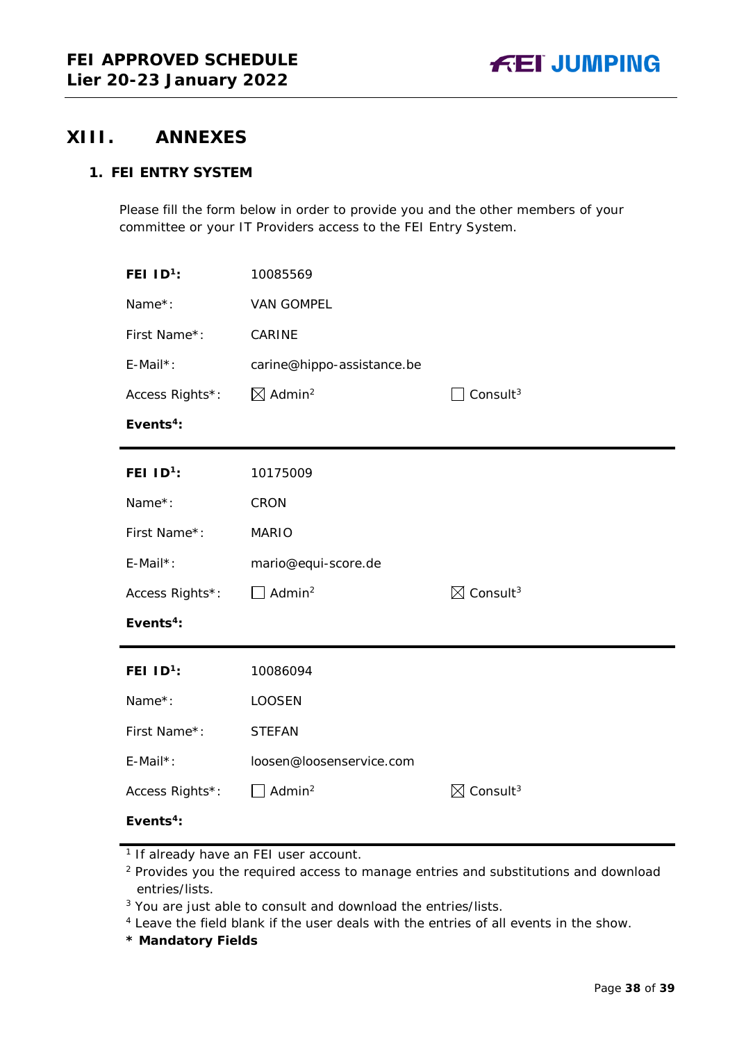## XIII. ANNEXES

### 1. FEI ENTRY SYSTEM

Please fill the form below in order to provide you and the other members of your committee or your IT Providers access to the FEI Entry System.

**FEI ID[1]:** 10085569

Name*: VAN GOMPEL

First Name*: CARINE

E-Mail*: carine@hippo-assistance.be

Access Rights*: ☒ Admin[2] ☐ Consult[3]

**Events[4]:**

---

**FEI ID[1]:** 10175009

Name*: CRON

First Name*: MARIO

E-Mail*: mario@equi-score.de

Access Rights*: ☐ Admin[2] ☒ Consult[3]

**Events[4]:**

---

**FEI ID[1]:** 10086094

Name*: LOOSEN

First Name*: STEFAN

E-Mail*: loosen@loosenservice.com

Access Rights*: ☐ Admin[2] ☒ Consult[3]

**Events[4]:**

---

[1] If already have an FEI user account.

[2] Provides you the required access to manage entries and substitutions and download entries/lists.

[3] You are just able to consult and download the entries/lists.

[4] Leave the field blank if the user deals with the entries of all events in the show.

**\* Mandatory Fields**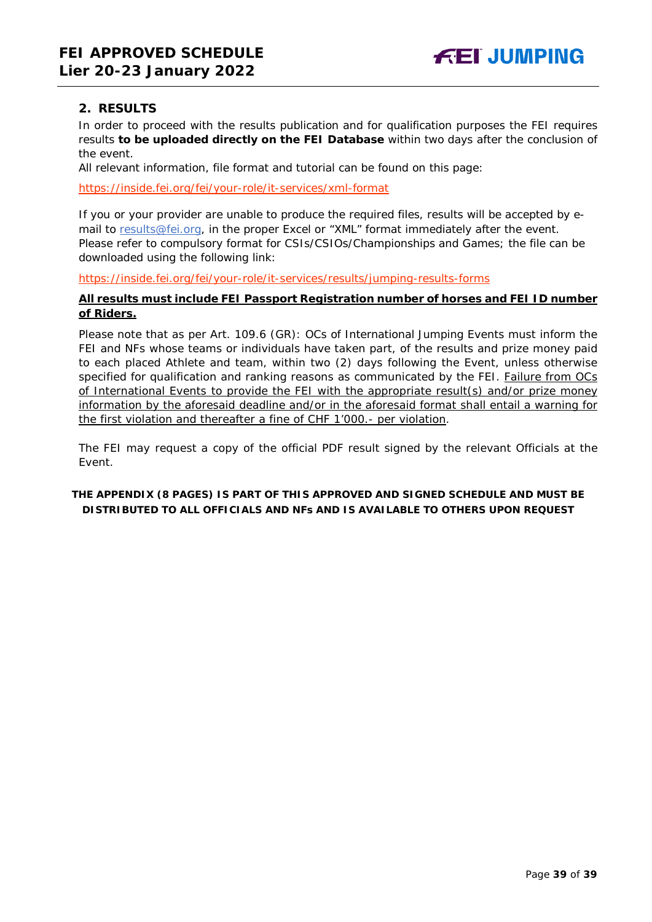## 2. RESULTS

In order to proceed with the results publication and for qualification purposes the FEI requires results **to be uploaded directly on the FEI Database** within two days after the conclusion of the event.

All relevant information, file format and tutorial can be found on this page:

https://inside.fei.org/fei/your-role/it-services/xml-format

If you or your provider are unable to produce the required files, results will be accepted by e-mail to results@fei.org, in the proper Excel or "XML" format immediately after the event. Please refer to compulsory format for CSIs/CSIOs/Championships and Games; the file can be downloaded using the following link:

https://inside.fei.org/fei/your-role/it-services/results/jumping-results-forms

**All results must include FEI Passport Registration number of horses and FEI ID number of Riders.**

Please note that as per Art. 109.6 (GR): OCs of International Jumping Events must inform the FEI and NFs whose teams or individuals have taken part, of the results and prize money paid to each placed Athlete and team, within two (2) days following the Event, unless otherwise specified for qualification and ranking reasons as communicated by the FEI. Failure from OCs of International Events to provide the FEI with the appropriate result(s) and/or prize money information by the aforesaid deadline and/or in the aforesaid format shall entail a warning for the first violation and thereafter a fine of CHF 1'000.- per violation.

The FEI may request a copy of the official PDF result signed by the relevant Officials at the Event.

**THE APPENDIX (8 PAGES) IS PART OF THIS APPROVED AND SIGNED SCHEDULE AND MUST BE DISTRIBUTED TO ALL OFFICIALS AND NFs AND IS AVAILABLE TO OTHERS UPON REQUEST**